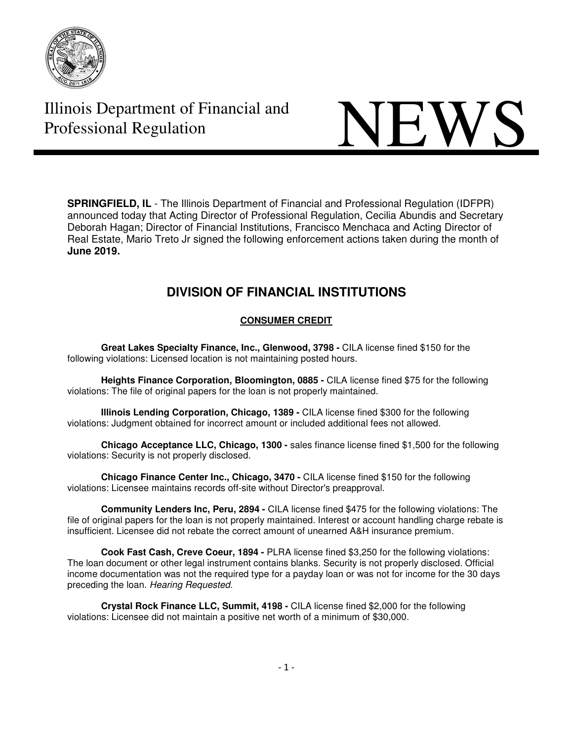# Illinois Department of Financial and Professional Regulation

# NEWS

**SPRINGFIELD, IL** - The Illinois Department of Financial and Professional Regulation (IDFPR) announced today that Acting Director of Professional Regulation, Cecilia Abundis and Secretary Deborah Hagan; Director of Financial Institutions, Francisco Menchaca and Acting Director of Real Estate, Mario Treto Jr signed the following enforcement actions taken during the month of **June 2019.**

## DIVISION OF FINANCIAL INSTITUTIONS

### CONSUMER CREDIT

**Great Lakes Specialty Finance, Inc., Glenwood, 3798 -** CILA license fined $150 for the following violations: Licensed location is not maintaining posted hours.

**Heights Finance Corporation, Bloomington, 0885 -** CILA license fined $75 for the following violations: The file of original papers for the loan is not properly maintained.

**Illinois Lending Corporation, Chicago, 1389 -** CILA license fined $300 for the following violations: Judgment obtained for incorrect amount or included additional fees not allowed.

**Chicago Acceptance LLC, Chicago, 1300 -** sales finance license fined $1,500 for the following violations: Security is not properly disclosed.

**Chicago Finance Center Inc., Chicago, 3470 -** CILA license fined $150 for the following violations: Licensee maintains records off-site without Director's preapproval.

**Community Lenders Inc, Peru, 2894 -** CILA license fined $475 for the following violations: The file of original papers for the loan is not properly maintained. Interest or account handling charge rebate is insufficient. Licensee did not rebate the correct amount of unearned A&H insurance premium.

**Cook Fast Cash, Creve Coeur, 1894 -** PLRA license fined $3,250 for the following violations: The loan document or other legal instrument contains blanks. Security is not properly disclosed. Official income documentation was not the required type for a payday loan or was not for income for the 30 days preceding the loan. *Hearing Requested.*

**Crystal Rock Finance LLC, Summit, 4198 -** CILA license fined $2,000 for the following violations: Licensee did not maintain a positive net worth of a minimum of $30,000.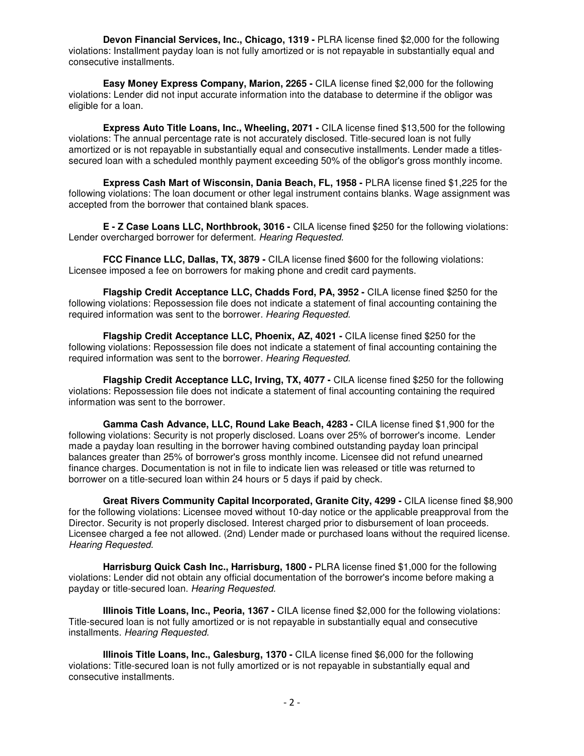**Devon Financial Services, Inc., Chicago, 1319 -** PLRA license fined $2,000 for the following violations: Installment payday loan is not fully amortized or is not repayable in substantially equal and consecutive installments.

**Easy Money Express Company, Marion, 2265 -** CILA license fined $2,000 for the following violations: Lender did not input accurate information into the database to determine if the obligor was eligible for a loan.

**Express Auto Title Loans, Inc., Wheeling, 2071 -** CILA license fined $13,500 for the following violations: The annual percentage rate is not accurately disclosed. Title-secured loan is not fully amortized or is not repayable in substantially equal and consecutive installments. Lender made a titles-secured loan with a scheduled monthly payment exceeding 50% of the obligor's gross monthly income.

**Express Cash Mart of Wisconsin, Dania Beach, FL, 1958 -** PLRA license fined $1,225 for the following violations: The loan document or other legal instrument contains blanks. Wage assignment was accepted from the borrower that contained blank spaces.

**E - Z Case Loans LLC, Northbrook, 3016 -** CILA license fined $250 for the following violations: Lender overcharged borrower for deferment. *Hearing Requested.*

**FCC Finance LLC, Dallas, TX, 3879 -** CILA license fined $600 for the following violations: Licensee imposed a fee on borrowers for making phone and credit card payments.

**Flagship Credit Acceptance LLC, Chadds Ford, PA, 3952 -** CILA license fined $250 for the following violations: Repossession file does not indicate a statement of final accounting containing the required information was sent to the borrower. *Hearing Requested.*

**Flagship Credit Acceptance LLC, Phoenix, AZ, 4021 -** CILA license fined $250 for the following violations: Repossession file does not indicate a statement of final accounting containing the required information was sent to the borrower. *Hearing Requested.*

**Flagship Credit Acceptance LLC, Irving, TX, 4077 -** CILA license fined $250 for the following violations: Repossession file does not indicate a statement of final accounting containing the required information was sent to the borrower.

**Gamma Cash Advance, LLC, Round Lake Beach, 4283 -** CILA license fined $1,900 for the following violations: Security is not properly disclosed. Loans over 25% of borrower's income. Lender made a payday loan resulting in the borrower having combined outstanding payday loan principal balances greater than 25% of borrower's gross monthly income. Licensee did not refund unearned finance charges. Documentation is not in file to indicate lien was released or title was returned to borrower on a title-secured loan within 24 hours or 5 days if paid by check.

**Great Rivers Community Capital Incorporated, Granite City, 4299 -** CILA license fined $8,900 for the following violations: Licensee moved without 10-day notice or the applicable preapproval from the Director. Security is not properly disclosed. Interest charged prior to disbursement of loan proceeds. Licensee charged a fee not allowed. (2nd) Lender made or purchased loans without the required license. *Hearing Requested.*

**Harrisburg Quick Cash Inc., Harrisburg, 1800 -** PLRA license fined $1,000 for the following violations: Lender did not obtain any official documentation of the borrower's income before making a payday or title-secured loan. *Hearing Requested.*

**Illinois Title Loans, Inc., Peoria, 1367 -** CILA license fined $2,000 for the following violations: Title-secured loan is not fully amortized or is not repayable in substantially equal and consecutive installments. *Hearing Requested.*

**Illinois Title Loans, Inc., Galesburg, 1370 -** CILA license fined $6,000 for the following violations: Title-secured loan is not fully amortized or is not repayable in substantially equal and consecutive installments.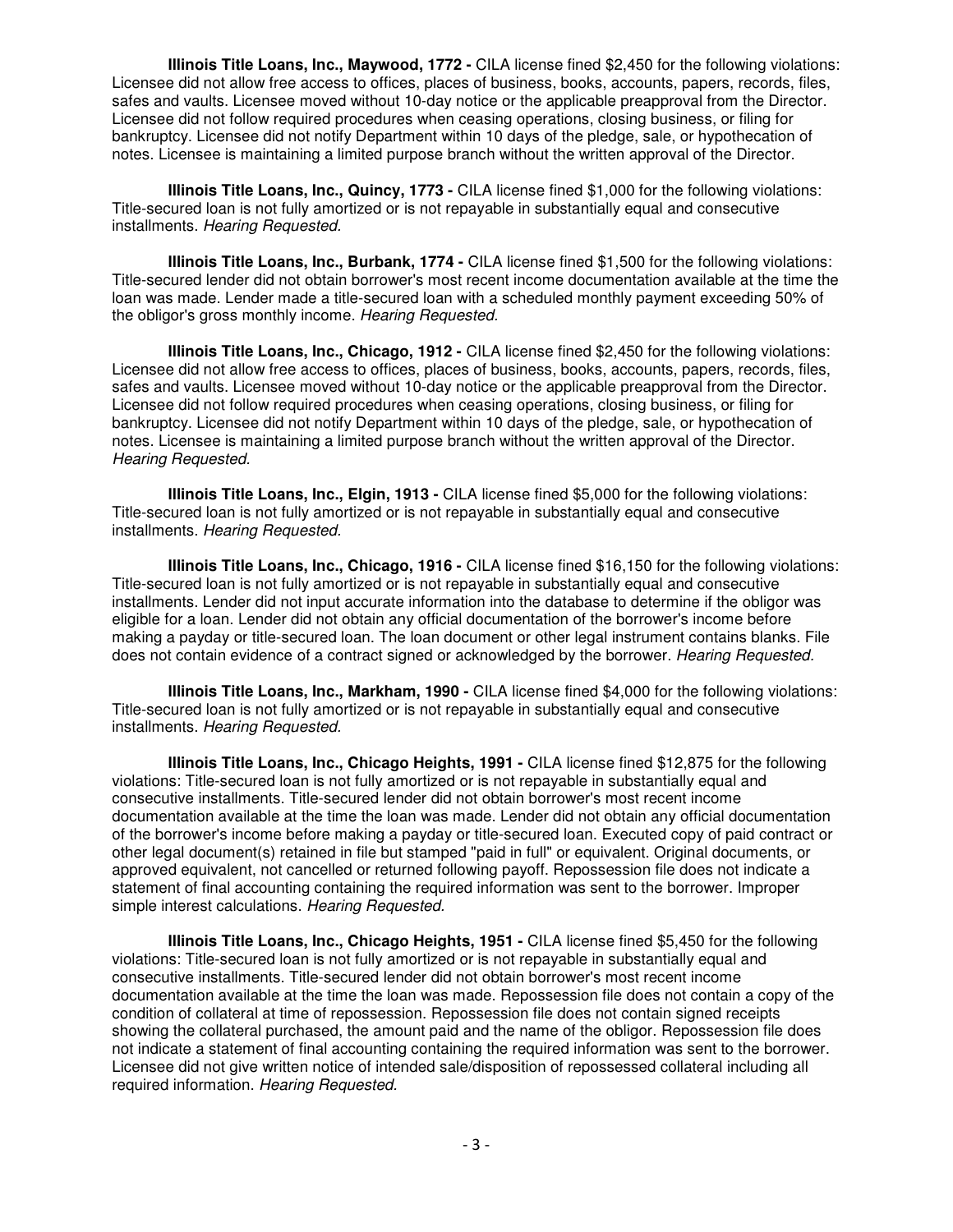**Illinois Title Loans, Inc., Maywood, 1772 -** CILA license fined $2,450 for the following violations: Licensee did not allow free access to offices, places of business, books, accounts, papers, records, files, safes and vaults. Licensee moved without 10-day notice or the applicable preapproval from the Director. Licensee did not follow required procedures when ceasing operations, closing business, or filing for bankruptcy. Licensee did not notify Department within 10 days of the pledge, sale, or hypothecation of notes. Licensee is maintaining a limited purpose branch without the written approval of the Director.

**Illinois Title Loans, Inc., Quincy, 1773 -** CILA license fined $1,000 for the following violations: Title-secured loan is not fully amortized or is not repayable in substantially equal and consecutive installments. *Hearing Requested.*

**Illinois Title Loans, Inc., Burbank, 1774 -** CILA license fined $1,500 for the following violations: Title-secured lender did not obtain borrower's most recent income documentation available at the time the loan was made. Lender made a title-secured loan with a scheduled monthly payment exceeding 50% of the obligor's gross monthly income. *Hearing Requested.*

**Illinois Title Loans, Inc., Chicago, 1912 -** CILA license fined $2,450 for the following violations: Licensee did not allow free access to offices, places of business, books, accounts, papers, records, files, safes and vaults. Licensee moved without 10-day notice or the applicable preapproval from the Director. Licensee did not follow required procedures when ceasing operations, closing business, or filing for bankruptcy. Licensee did not notify Department within 10 days of the pledge, sale, or hypothecation of notes. Licensee is maintaining a limited purpose branch without the written approval of the Director. *Hearing Requested.*

**Illinois Title Loans, Inc., Elgin, 1913 -** CILA license fined $5,000 for the following violations: Title-secured loan is not fully amortized or is not repayable in substantially equal and consecutive installments. *Hearing Requested*.

**Illinois Title Loans, Inc., Chicago, 1916 -** CILA license fined $16,150 for the following violations: Title-secured loan is not fully amortized or is not repayable in substantially equal and consecutive installments. Lender did not input accurate information into the database to determine if the obligor was eligible for a loan. Lender did not obtain any official documentation of the borrower's income before making a payday or title-secured loan. The loan document or other legal instrument contains blanks. File does not contain evidence of a contract signed or acknowledged by the borrower. *Hearing Requested.*

**Illinois Title Loans, Inc., Markham, 1990 -** CILA license fined $4,000 for the following violations: Title-secured loan is not fully amortized or is not repayable in substantially equal and consecutive installments. *Hearing Requested.*

**Illinois Title Loans, Inc., Chicago Heights, 1991 -** CILA license fined $12,875 for the following violations: Title-secured loan is not fully amortized or is not repayable in substantially equal and consecutive installments. Title-secured lender did not obtain borrower's most recent income documentation available at the time the loan was made. Lender did not obtain any official documentation of the borrower's income before making a payday or title-secured loan. Executed copy of paid contract or other legal document(s) retained in file but stamped "paid in full" or equivalent. Original documents, or approved equivalent, not cancelled or returned following payoff. Repossession file does not indicate a statement of final accounting containing the required information was sent to the borrower. Improper simple interest calculations. *Hearing Requested*.

**Illinois Title Loans, Inc., Chicago Heights, 1951 -** CILA license fined $5,450 for the following violations: Title-secured loan is not fully amortized or is not repayable in substantially equal and consecutive installments. Title-secured lender did not obtain borrower's most recent income documentation available at the time the loan was made. Repossession file does not contain a copy of the condition of collateral at time of repossession. Repossession file does not contain signed receipts showing the collateral purchased, the amount paid and the name of the obligor. Repossession file does not indicate a statement of final accounting containing the required information was sent to the borrower. Licensee did not give written notice of intended sale/disposition of repossessed collateral including all required information. *Hearing Requested*.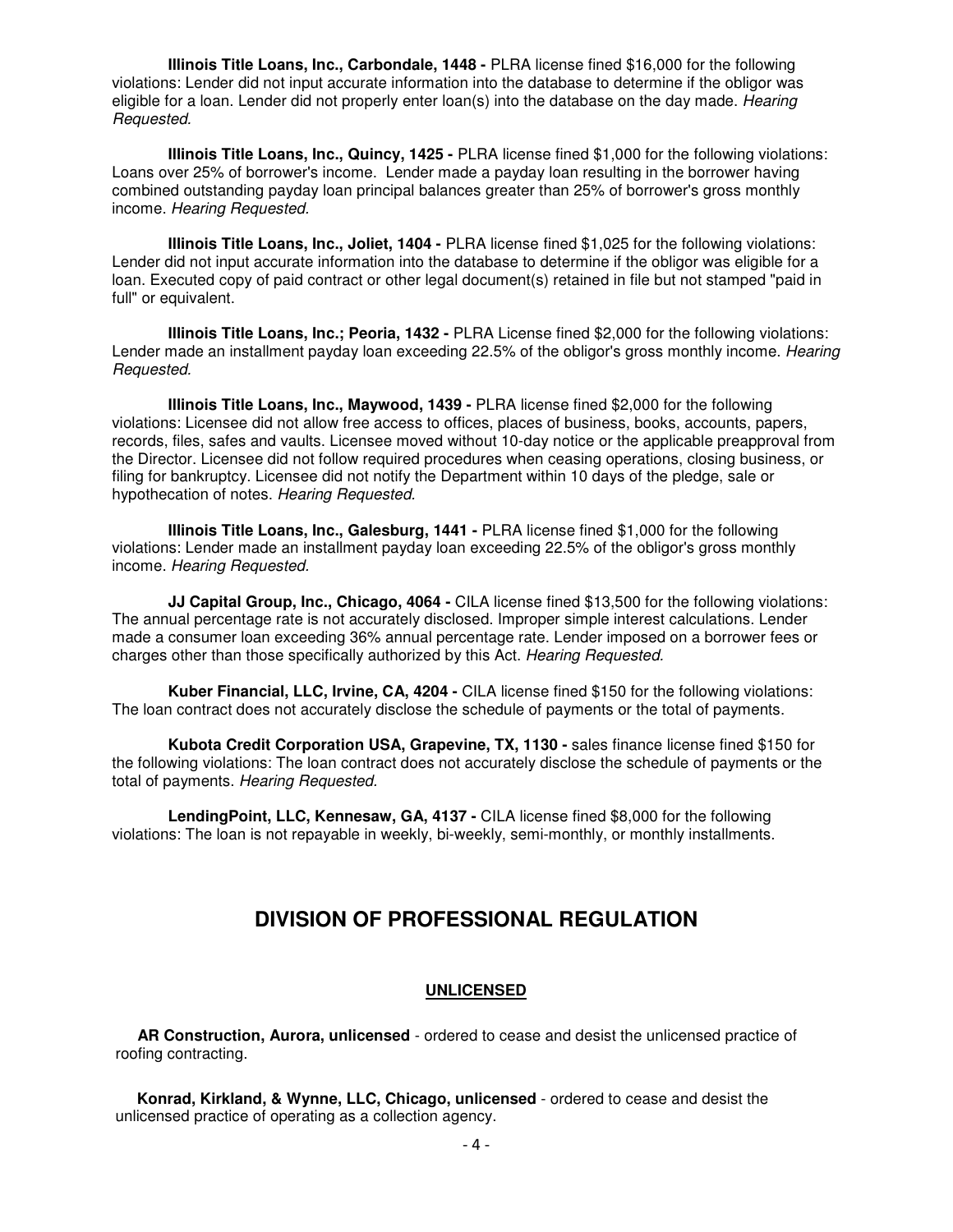**Illinois Title Loans, Inc., Carbondale, 1448 -** PLRA license fined $16,000 for the following violations: Lender did not input accurate information into the database to determine if the obligor was eligible for a loan. Lender did not properly enter loan(s) into the database on the day made. *Hearing Requested.*

**Illinois Title Loans, Inc., Quincy, 1425 -** PLRA license fined $1,000 for the following violations: Loans over 25% of borrower's income. Lender made a payday loan resulting in the borrower having combined outstanding payday loan principal balances greater than 25% of borrower's gross monthly income. *Hearing Requested.*

**Illinois Title Loans, Inc., Joliet, 1404 -** PLRA license fined $1,025 for the following violations: Lender did not input accurate information into the database to determine if the obligor was eligible for a loan. Executed copy of paid contract or other legal document(s) retained in file but not stamped "paid in full" or equivalent.

**Illinois Title Loans, Inc.; Peoria, 1432 -** PLRA License fined $2,000 for the following violations: Lender made an installment payday loan exceeding 22.5% of the obligor's gross monthly income. *Hearing Requested.*

**Illinois Title Loans, Inc., Maywood, 1439 -** PLRA license fined $2,000 for the following violations: Licensee did not allow free access to offices, places of business, books, accounts, papers, records, files, safes and vaults. Licensee moved without 10-day notice or the applicable preapproval from the Director. Licensee did not follow required procedures when ceasing operations, closing business, or filing for bankruptcy. Licensee did not notify the Department within 10 days of the pledge, sale or hypothecation of notes. *Hearing Requested.*

**Illinois Title Loans, Inc., Galesburg, 1441 -** PLRA license fined $1,000 for the following violations: Lender made an installment payday loan exceeding 22.5% of the obligor's gross monthly income. *Hearing Requested.*

**JJ Capital Group, Inc., Chicago, 4064 -** CILA license fined $13,500 for the following violations: The annual percentage rate is not accurately disclosed. Improper simple interest calculations. Lender made a consumer loan exceeding 36% annual percentage rate. Lender imposed on a borrower fees or charges other than those specifically authorized by this Act. *Hearing Requested.*

**Kuber Financial, LLC, Irvine, CA, 4204 -** CILA license fined $150 for the following violations: The loan contract does not accurately disclose the schedule of payments or the total of payments.

**Kubota Credit Corporation USA, Grapevine, TX, 1130 -** sales finance license fined $150 for the following violations: The loan contract does not accurately disclose the schedule of payments or the total of payments. *Hearing Requested.*

**LendingPoint, LLC, Kennesaw, GA, 4137 -** CILA license fined $8,000 for the following violations: The loan is not repayable in weekly, bi-weekly, semi-monthly, or monthly installments.

## DIVISION OF PROFESSIONAL REGULATION

### UNLICENSED

**AR Construction, Aurora, unlicensed** - ordered to cease and desist the unlicensed practice of roofing contracting.

**Konrad, Kirkland, & Wynne, LLC, Chicago, unlicensed** - ordered to cease and desist the unlicensed practice of operating as a collection agency.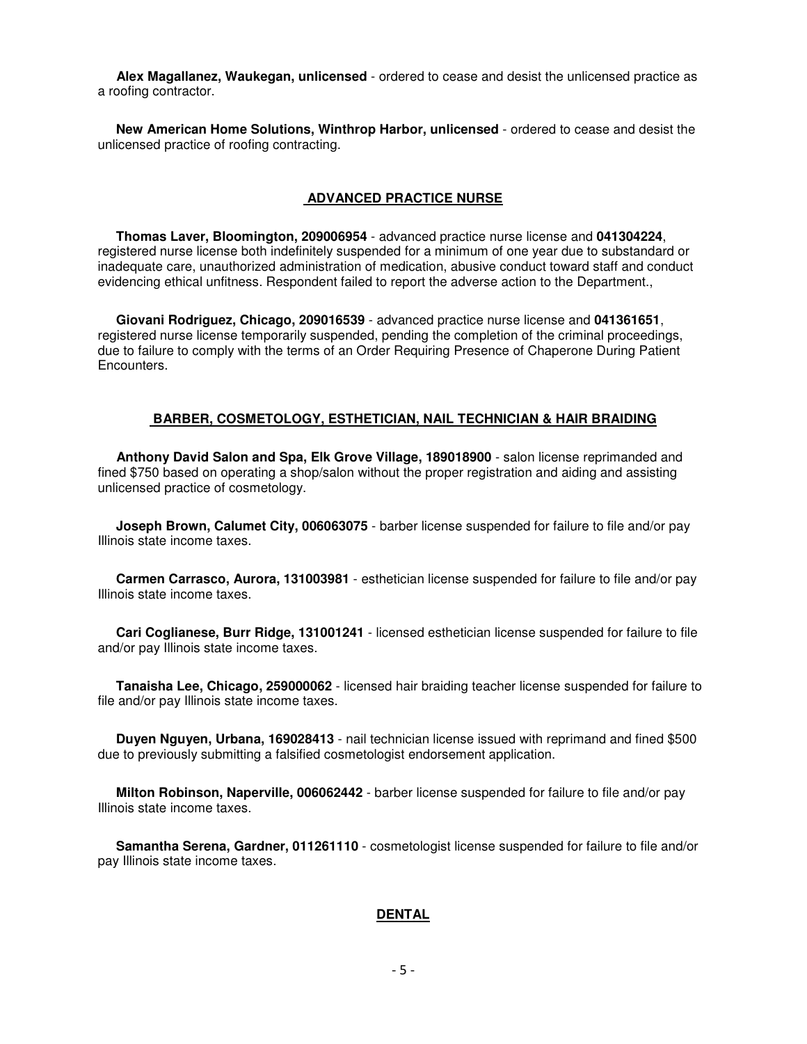**Alex Magallanez, Waukegan, unlicensed** - ordered to cease and desist the unlicensed practice as a roofing contractor.

**New American Home Solutions, Winthrop Harbor, unlicensed** - ordered to cease and desist the unlicensed practice of roofing contracting.

## ADVANCED PRACTICE NURSE

**Thomas Laver, Bloomington, 209006954** - advanced practice nurse license and **041304224**, registered nurse license both indefinitely suspended for a minimum of one year due to substandard or inadequate care, unauthorized administration of medication, abusive conduct toward staff and conduct evidencing ethical unfitness. Respondent failed to report the adverse action to the Department.,

**Giovani Rodriguez, Chicago, 209016539** - advanced practice nurse license and **041361651**, registered nurse license temporarily suspended, pending the completion of the criminal proceedings, due to failure to comply with the terms of an Order Requiring Presence of Chaperone During Patient Encounters.

## BARBER, COSMETOLOGY, ESTHETICIAN, NAIL TECHNICIAN & HAIR BRAIDING

**Anthony David Salon and Spa, Elk Grove Village, 189018900** - salon license reprimanded and fined $750 based on operating a shop/salon without the proper registration and aiding and assisting unlicensed practice of cosmetology.

**Joseph Brown, Calumet City, 006063075** - barber license suspended for failure to file and/or pay Illinois state income taxes.

**Carmen Carrasco, Aurora, 131003981** - esthetician license suspended for failure to file and/or pay Illinois state income taxes.

**Cari Coglianese, Burr Ridge, 131001241** - licensed esthetician license suspended for failure to file and/or pay Illinois state income taxes.

**Tanaisha Lee, Chicago, 259000062** - licensed hair braiding teacher license suspended for failure to file and/or pay Illinois state income taxes.

**Duyen Nguyen, Urbana, 169028413** - nail technician license issued with reprimand and fined $500 due to previously submitting a falsified cosmetologist endorsement application.

**Milton Robinson, Naperville, 006062442** - barber license suspended for failure to file and/or pay Illinois state income taxes.

**Samantha Serena, Gardner, 011261110** - cosmetologist license suspended for failure to file and/or pay Illinois state income taxes.

## DENTAL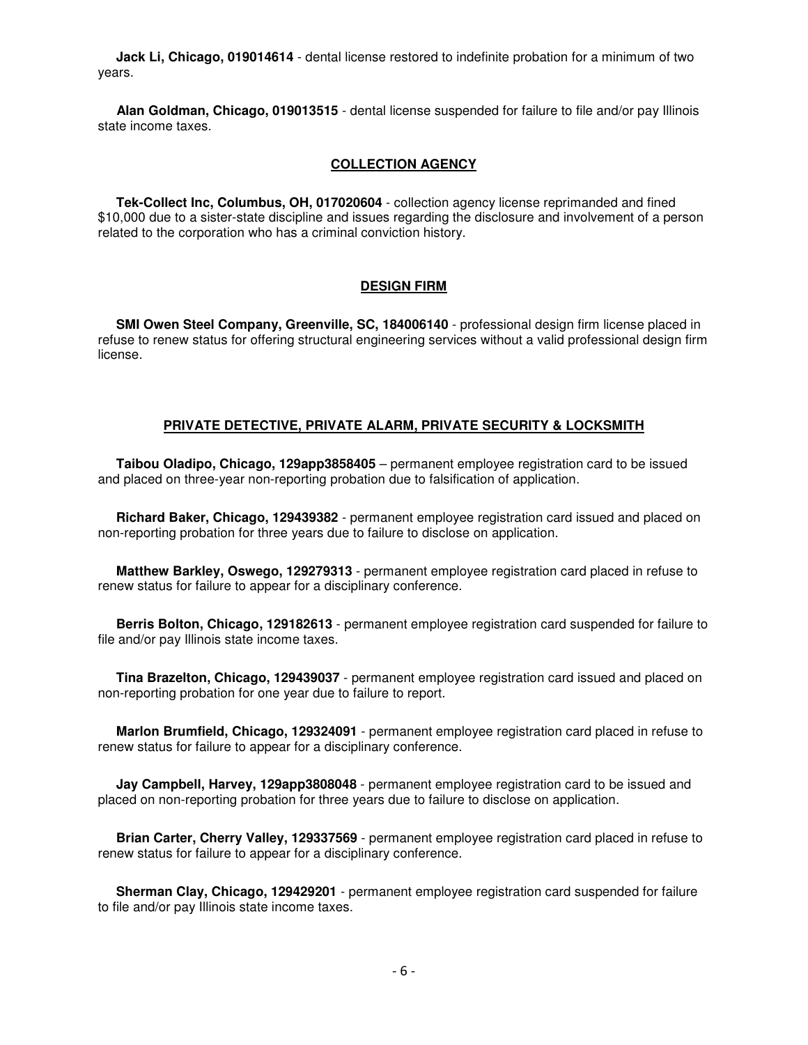**Jack Li, Chicago, 019014614** - dental license restored to indefinite probation for a minimum of two years.

**Alan Goldman, Chicago, 019013515** - dental license suspended for failure to file and/or pay Illinois state income taxes.

## COLLECTION AGENCY

**Tek-Collect Inc, Columbus, OH, 017020604** - collection agency license reprimanded and fined $10,000 due to a sister-state discipline and issues regarding the disclosure and involvement of a person related to the corporation who has a criminal conviction history.

## DESIGN FIRM

**SMI Owen Steel Company, Greenville, SC, 184006140** - professional design firm license placed in refuse to renew status for offering structural engineering services without a valid professional design firm license.

## PRIVATE DETECTIVE, PRIVATE ALARM, PRIVATE SECURITY & LOCKSMITH

**Taibou Oladipo, Chicago, 129app3858405** – permanent employee registration card to be issued and placed on three-year non-reporting probation due to falsification of application.

**Richard Baker, Chicago, 129439382** - permanent employee registration card issued and placed on non-reporting probation for three years due to failure to disclose on application.

**Matthew Barkley, Oswego, 129279313** - permanent employee registration card placed in refuse to renew status for failure to appear for a disciplinary conference.

**Berris Bolton, Chicago, 129182613** - permanent employee registration card suspended for failure to file and/or pay Illinois state income taxes.

**Tina Brazelton, Chicago, 129439037** - permanent employee registration card issued and placed on non-reporting probation for one year due to failure to report.

**Marlon Brumfield, Chicago, 129324091** - permanent employee registration card placed in refuse to renew status for failure to appear for a disciplinary conference.

**Jay Campbell, Harvey, 129app3808048** - permanent employee registration card to be issued and placed on non-reporting probation for three years due to failure to disclose on application.

**Brian Carter, Cherry Valley, 129337569** - permanent employee registration card placed in refuse to renew status for failure to appear for a disciplinary conference.

**Sherman Clay, Chicago, 129429201** - permanent employee registration card suspended for failure to file and/or pay Illinois state income taxes.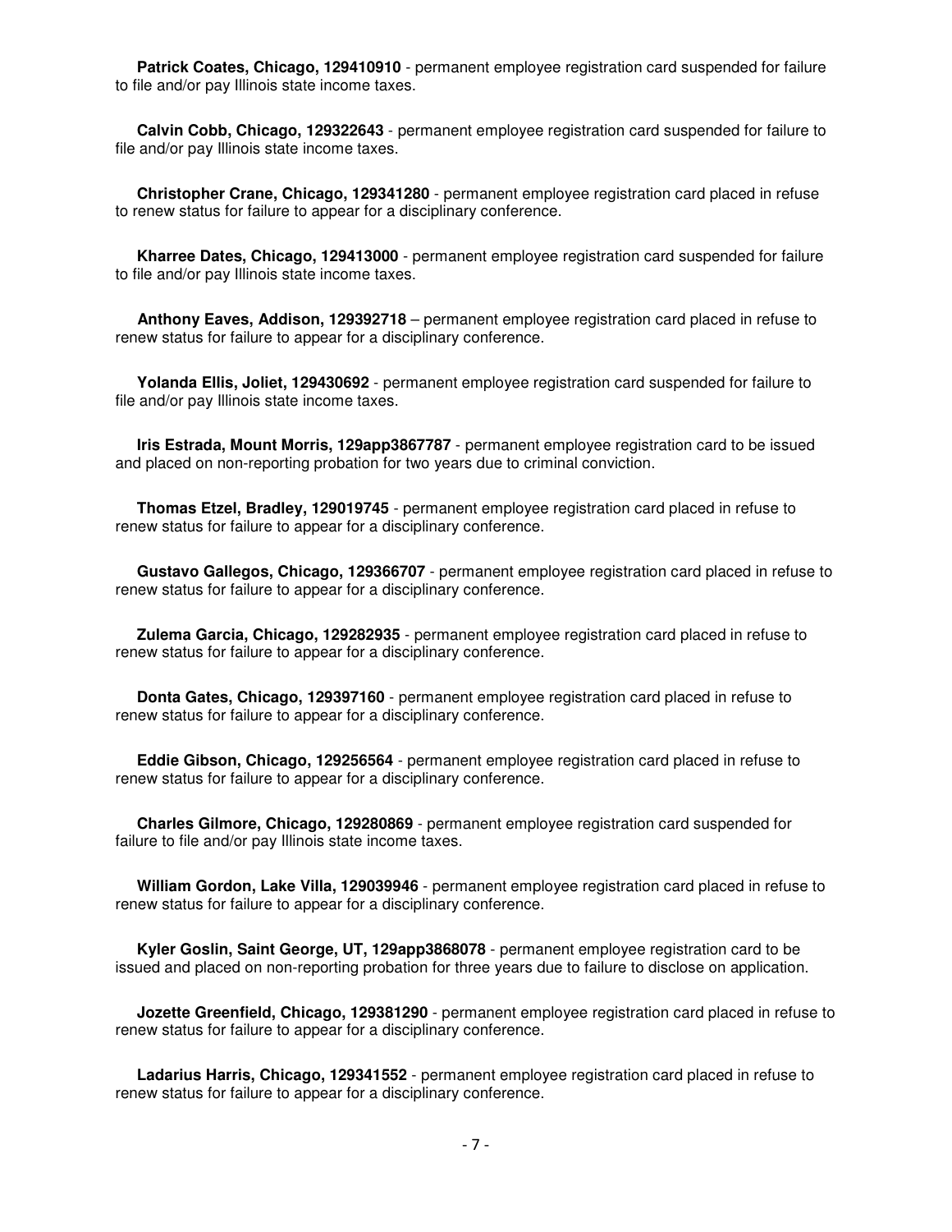**Patrick Coates, Chicago, 129410910** - permanent employee registration card suspended for failure to file and/or pay Illinois state income taxes.

**Calvin Cobb, Chicago, 129322643** - permanent employee registration card suspended for failure to file and/or pay Illinois state income taxes.

**Christopher Crane, Chicago, 129341280** - permanent employee registration card placed in refuse to renew status for failure to appear for a disciplinary conference.

**Kharree Dates, Chicago, 129413000** - permanent employee registration card suspended for failure to file and/or pay Illinois state income taxes.

**Anthony Eaves, Addison, 129392718** – permanent employee registration card placed in refuse to renew status for failure to appear for a disciplinary conference.

**Yolanda Ellis, Joliet, 129430692** - permanent employee registration card suspended for failure to file and/or pay Illinois state income taxes.

**Iris Estrada, Mount Morris, 129app3867787** - permanent employee registration card to be issued and placed on non-reporting probation for two years due to criminal conviction.

**Thomas Etzel, Bradley, 129019745** - permanent employee registration card placed in refuse to renew status for failure to appear for a disciplinary conference.

**Gustavo Gallegos, Chicago, 129366707** - permanent employee registration card placed in refuse to renew status for failure to appear for a disciplinary conference.

**Zulema Garcia, Chicago, 129282935** - permanent employee registration card placed in refuse to renew status for failure to appear for a disciplinary conference.

**Donta Gates, Chicago, 129397160** - permanent employee registration card placed in refuse to renew status for failure to appear for a disciplinary conference.

**Eddie Gibson, Chicago, 129256564** - permanent employee registration card placed in refuse to renew status for failure to appear for a disciplinary conference.

**Charles Gilmore, Chicago, 129280869** - permanent employee registration card suspended for failure to file and/or pay Illinois state income taxes.

**William Gordon, Lake Villa, 129039946** - permanent employee registration card placed in refuse to renew status for failure to appear for a disciplinary conference.

**Kyler Goslin, Saint George, UT, 129app3868078** - permanent employee registration card to be issued and placed on non-reporting probation for three years due to failure to disclose on application.

**Jozette Greenfield, Chicago, 129381290** - permanent employee registration card placed in refuse to renew status for failure to appear for a disciplinary conference.

**Ladarius Harris, Chicago, 129341552** - permanent employee registration card placed in refuse to renew status for failure to appear for a disciplinary conference.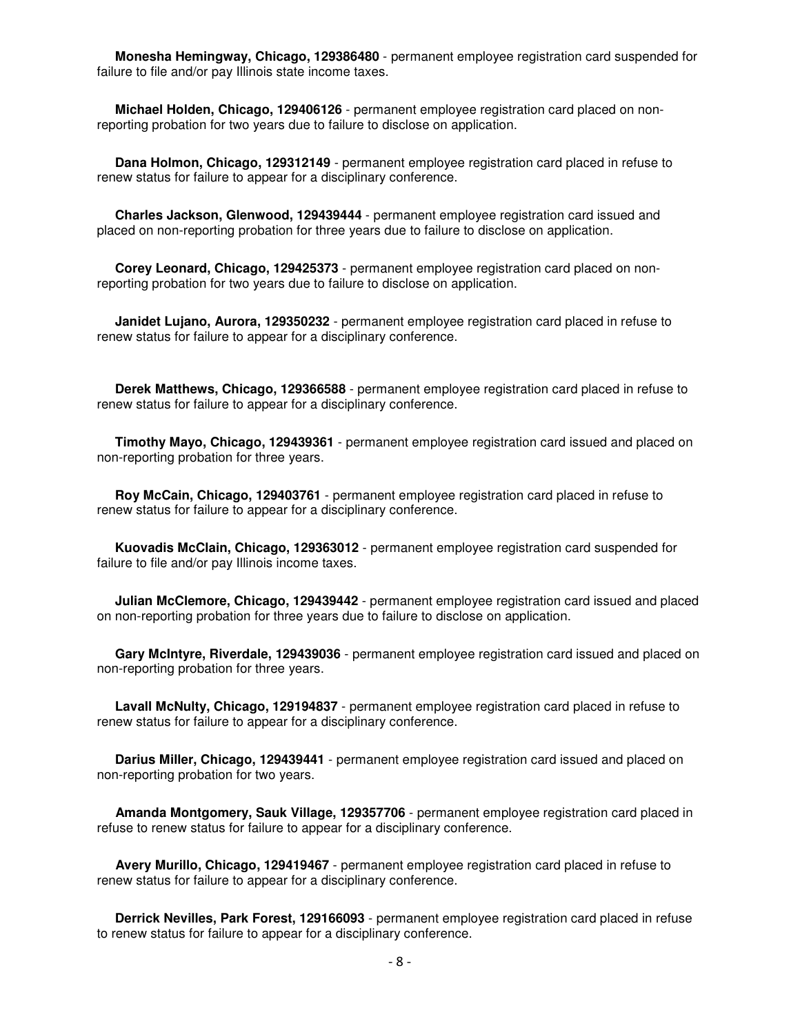**Monesha Hemingway, Chicago, 129386480** - permanent employee registration card suspended for failure to file and/or pay Illinois state income taxes.

**Michael Holden, Chicago, 129406126** - permanent employee registration card placed on non-reporting probation for two years due to failure to disclose on application.

**Dana Holmon, Chicago, 129312149** - permanent employee registration card placed in refuse to renew status for failure to appear for a disciplinary conference.

**Charles Jackson, Glenwood, 129439444** - permanent employee registration card issued and placed on non-reporting probation for three years due to failure to disclose on application.

**Corey Leonard, Chicago, 129425373** - permanent employee registration card placed on non-reporting probation for two years due to failure to disclose on application.

**Janidet Lujano, Aurora, 129350232** - permanent employee registration card placed in refuse to renew status for failure to appear for a disciplinary conference.

**Derek Matthews, Chicago, 129366588** - permanent employee registration card placed in refuse to renew status for failure to appear for a disciplinary conference.

**Timothy Mayo, Chicago, 129439361** - permanent employee registration card issued and placed on non-reporting probation for three years.

**Roy McCain, Chicago, 129403761** - permanent employee registration card placed in refuse to renew status for failure to appear for a disciplinary conference.

**Kuovadis McClain, Chicago, 129363012** - permanent employee registration card suspended for failure to file and/or pay Illinois income taxes.

**Julian McClemore, Chicago, 129439442** - permanent employee registration card issued and placed on non-reporting probation for three years due to failure to disclose on application.

**Gary McIntyre, Riverdale, 129439036** - permanent employee registration card issued and placed on non-reporting probation for three years.

**Lavall McNulty, Chicago, 129194837** - permanent employee registration card placed in refuse to renew status for failure to appear for a disciplinary conference.

**Darius Miller, Chicago, 129439441** - permanent employee registration card issued and placed on non-reporting probation for two years.

**Amanda Montgomery, Sauk Village, 129357706** - permanent employee registration card placed in refuse to renew status for failure to appear for a disciplinary conference.

**Avery Murillo, Chicago, 129419467** - permanent employee registration card placed in refuse to renew status for failure to appear for a disciplinary conference.

**Derrick Nevilles, Park Forest, 129166093** - permanent employee registration card placed in refuse to renew status for failure to appear for a disciplinary conference.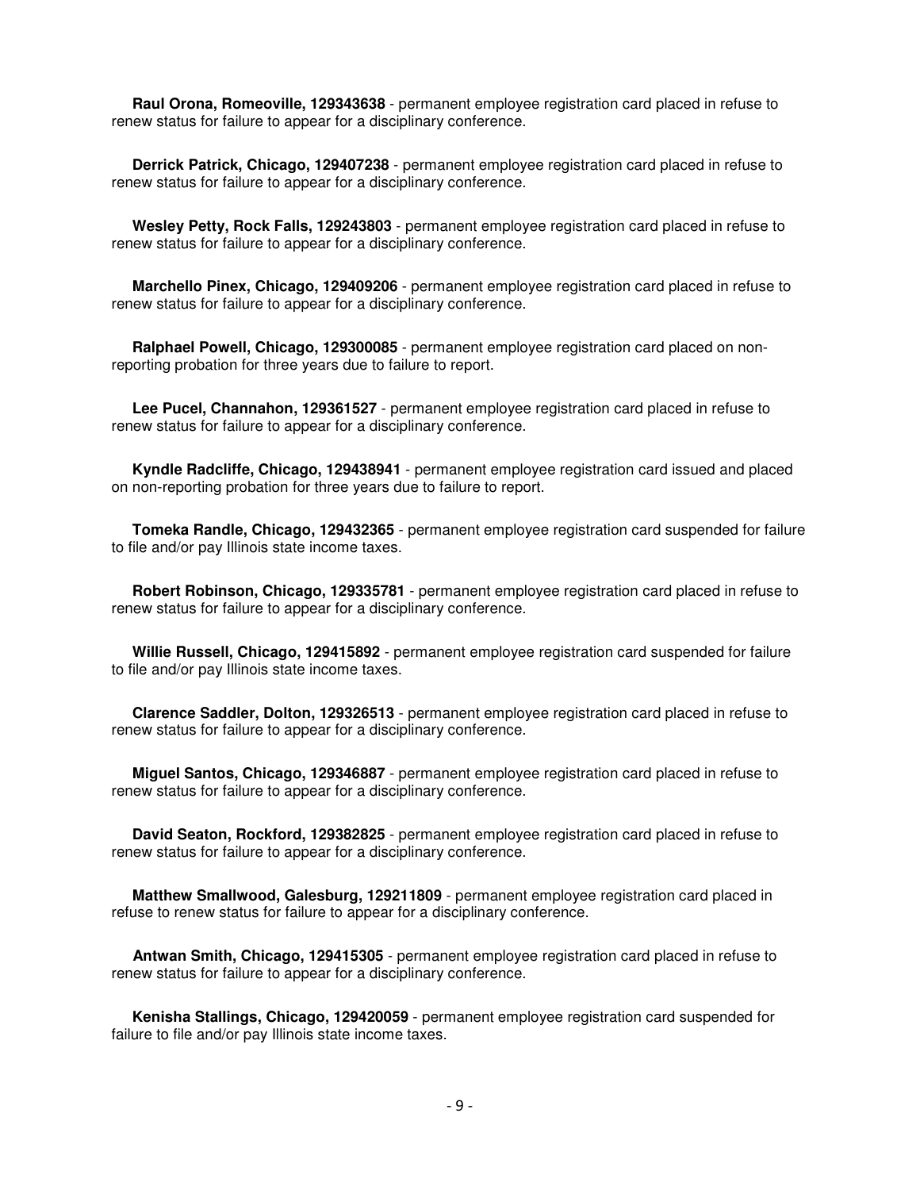**Raul Orona, Romeoville, 129343638** - permanent employee registration card placed in refuse to renew status for failure to appear for a disciplinary conference.

**Derrick Patrick, Chicago, 129407238** - permanent employee registration card placed in refuse to renew status for failure to appear for a disciplinary conference.

**Wesley Petty, Rock Falls, 129243803** - permanent employee registration card placed in refuse to renew status for failure to appear for a disciplinary conference.

**Marchello Pinex, Chicago, 129409206** - permanent employee registration card placed in refuse to renew status for failure to appear for a disciplinary conference.

**Ralphael Powell, Chicago, 129300085** - permanent employee registration card placed on non-reporting probation for three years due to failure to report.

**Lee Pucel, Channahon, 129361527** - permanent employee registration card placed in refuse to renew status for failure to appear for a disciplinary conference.

**Kyndle Radcliffe, Chicago, 129438941** - permanent employee registration card issued and placed on non-reporting probation for three years due to failure to report.

**Tomeka Randle, Chicago, 129432365** - permanent employee registration card suspended for failure to file and/or pay Illinois state income taxes.

**Robert Robinson, Chicago, 129335781** - permanent employee registration card placed in refuse to renew status for failure to appear for a disciplinary conference.

**Willie Russell, Chicago, 129415892** - permanent employee registration card suspended for failure to file and/or pay Illinois state income taxes.

**Clarence Saddler, Dolton, 129326513** - permanent employee registration card placed in refuse to renew status for failure to appear for a disciplinary conference.

**Miguel Santos, Chicago, 129346887** - permanent employee registration card placed in refuse to renew status for failure to appear for a disciplinary conference.

**David Seaton, Rockford, 129382825** - permanent employee registration card placed in refuse to renew status for failure to appear for a disciplinary conference.

**Matthew Smallwood, Galesburg, 129211809** - permanent employee registration card placed in refuse to renew status for failure to appear for a disciplinary conference.

**Antwan Smith, Chicago, 129415305** - permanent employee registration card placed in refuse to renew status for failure to appear for a disciplinary conference.

**Kenisha Stallings, Chicago, 129420059** - permanent employee registration card suspended for failure to file and/or pay Illinois state income taxes.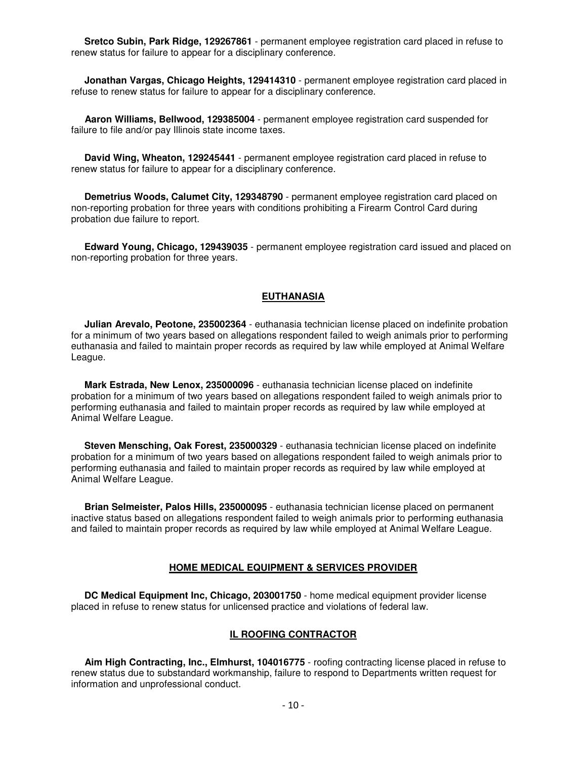**Sretco Subin, Park Ridge, 129267861** - permanent employee registration card placed in refuse to renew status for failure to appear for a disciplinary conference.

**Jonathan Vargas, Chicago Heights, 129414310** - permanent employee registration card placed in refuse to renew status for failure to appear for a disciplinary conference.

**Aaron Williams, Bellwood, 129385004** - permanent employee registration card suspended for failure to file and/or pay Illinois state income taxes.

**David Wing, Wheaton, 129245441** - permanent employee registration card placed in refuse to renew status for failure to appear for a disciplinary conference.

**Demetrius Woods, Calumet City, 129348790** - permanent employee registration card placed on non-reporting probation for three years with conditions prohibiting a Firearm Control Card during probation due failure to report.

**Edward Young, Chicago, 129439035** - permanent employee registration card issued and placed on non-reporting probation for three years.

## EUTHANASIA

**Julian Arevalo, Peotone, 235002364** - euthanasia technician license placed on indefinite probation for a minimum of two years based on allegations respondent failed to weigh animals prior to performing euthanasia and failed to maintain proper records as required by law while employed at Animal Welfare League.

**Mark Estrada, New Lenox, 235000096** - euthanasia technician license placed on indefinite probation for a minimum of two years based on allegations respondent failed to weigh animals prior to performing euthanasia and failed to maintain proper records as required by law while employed at Animal Welfare League.

**Steven Mensching, Oak Forest, 235000329** - euthanasia technician license placed on indefinite probation for a minimum of two years based on allegations respondent failed to weigh animals prior to performing euthanasia and failed to maintain proper records as required by law while employed at Animal Welfare League.

**Brian Selmeister, Palos Hills, 235000095** - euthanasia technician license placed on permanent inactive status based on allegations respondent failed to weigh animals prior to performing euthanasia and failed to maintain proper records as required by law while employed at Animal Welfare League.

## HOME MEDICAL EQUIPMENT & SERVICES PROVIDER

**DC Medical Equipment Inc, Chicago, 203001750** - home medical equipment provider license placed in refuse to renew status for unlicensed practice and violations of federal law.

## IL ROOFING CONTRACTOR

**Aim High Contracting, Inc., Elmhurst, 104016775** - roofing contracting license placed in refuse to renew status due to substandard workmanship, failure to respond to Departments written request for information and unprofessional conduct.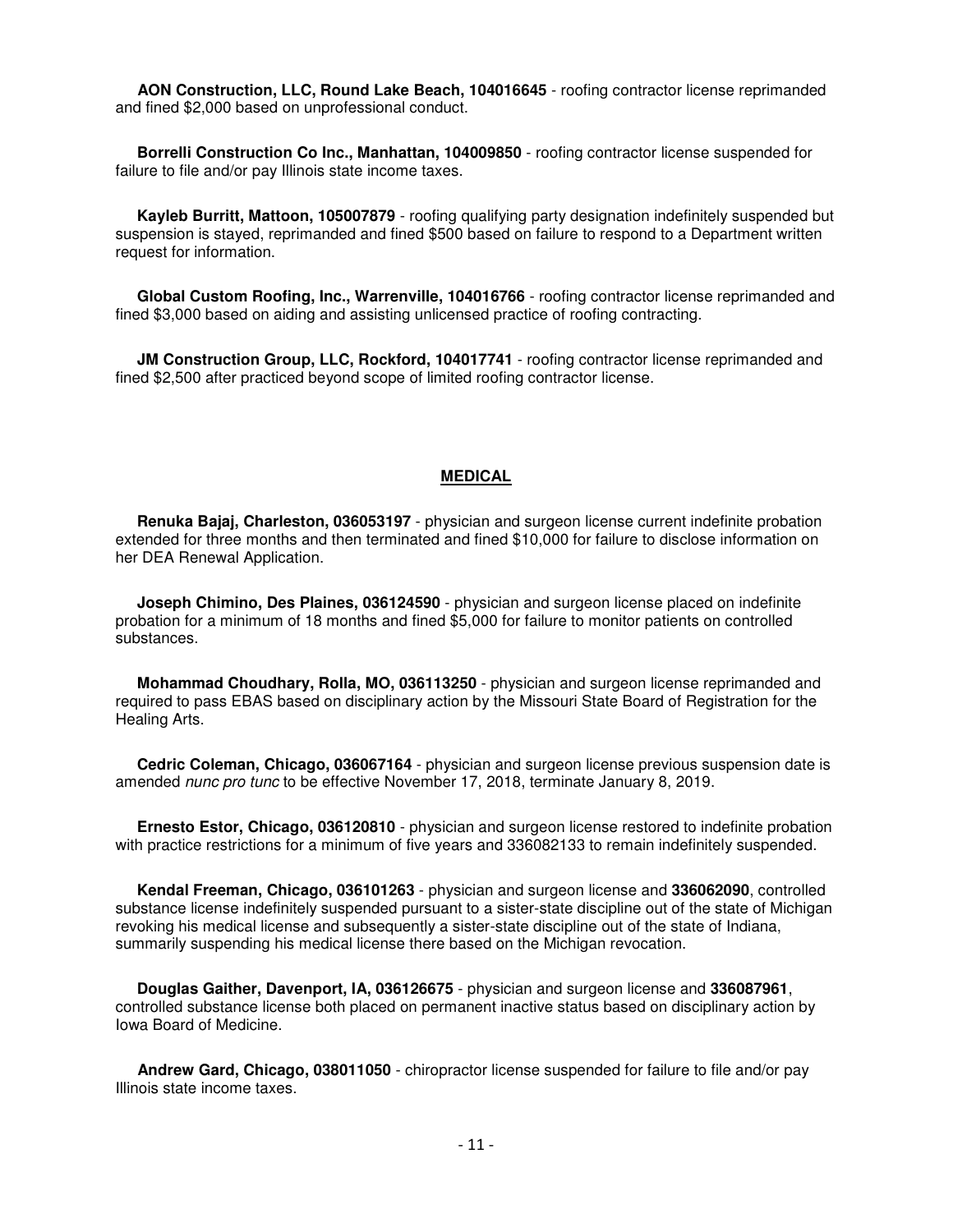**AON Construction, LLC, Round Lake Beach, 104016645** - roofing contractor license reprimanded and fined $2,000 based on unprofessional conduct.

**Borrelli Construction Co Inc., Manhattan, 104009850** - roofing contractor license suspended for failure to file and/or pay Illinois state income taxes.

**Kayleb Burritt, Mattoon, 105007879** - roofing qualifying party designation indefinitely suspended but suspension is stayed, reprimanded and fined $500 based on failure to respond to a Department written request for information.

**Global Custom Roofing, Inc., Warrenville, 104016766** - roofing contractor license reprimanded and fined $3,000 based on aiding and assisting unlicensed practice of roofing contracting.

**JM Construction Group, LLC, Rockford, 104017741** - roofing contractor license reprimanded and fined $2,500 after practiced beyond scope of limited roofing contractor license.

## MEDICAL

**Renuka Bajaj, Charleston, 036053197** - physician and surgeon license current indefinite probation extended for three months and then terminated and fined $10,000 for failure to disclose information on her DEA Renewal Application.

**Joseph Chimino, Des Plaines, 036124590** - physician and surgeon license placed on indefinite probation for a minimum of 18 months and fined $5,000 for failure to monitor patients on controlled substances.

**Mohammad Choudhary, Rolla, MO, 036113250** - physician and surgeon license reprimanded and required to pass EBAS based on disciplinary action by the Missouri State Board of Registration for the Healing Arts.

**Cedric Coleman, Chicago, 036067164** - physician and surgeon license previous suspension date is amended *nunc pro tunc* to be effective November 17, 2018, terminate January 8, 2019.

**Ernesto Estor, Chicago, 036120810** - physician and surgeon license restored to indefinite probation with practice restrictions for a minimum of five years and 336082133 to remain indefinitely suspended.

**Kendal Freeman, Chicago, 036101263** - physician and surgeon license and **336062090**, controlled substance license indefinitely suspended pursuant to a sister-state discipline out of the state of Michigan revoking his medical license and subsequently a sister-state discipline out of the state of Indiana, summarily suspending his medical license there based on the Michigan revocation.

**Douglas Gaither, Davenport, IA, 036126675** - physician and surgeon license and **336087961**, controlled substance license both placed on permanent inactive status based on disciplinary action by Iowa Board of Medicine.

**Andrew Gard, Chicago, 038011050** - chiropractor license suspended for failure to file and/or pay Illinois state income taxes.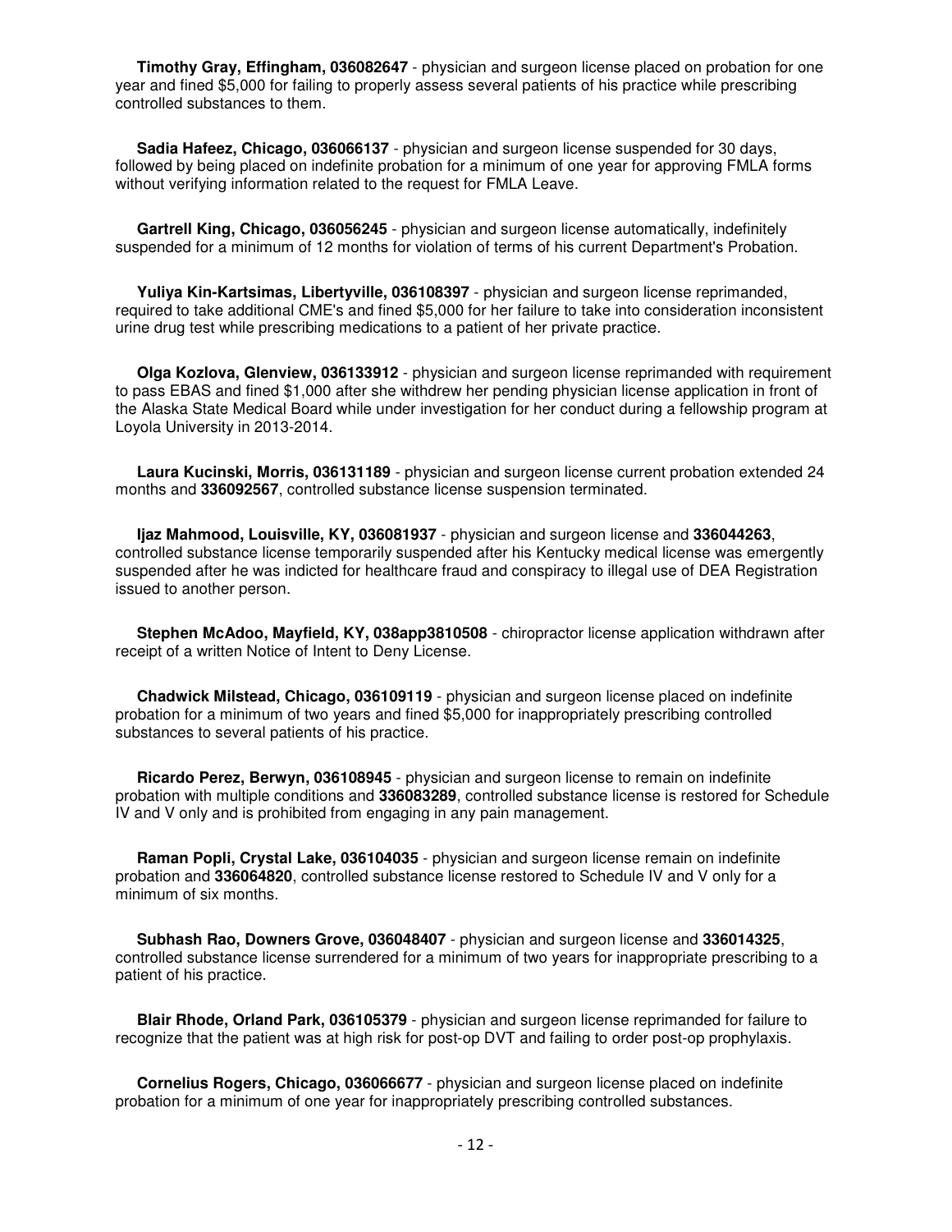**Timothy Gray, Effingham, 036082647** - physician and surgeon license placed on probation for one year and fined $5,000 for failing to properly assess several patients of his practice while prescribing controlled substances to them.

**Sadia Hafeez, Chicago, 036066137** - physician and surgeon license suspended for 30 days, followed by being placed on indefinite probation for a minimum of one year for approving FMLA forms without verifying information related to the request for FMLA Leave.

**Gartrell King, Chicago, 036056245** - physician and surgeon license automatically, indefinitely suspended for a minimum of 12 months for violation of terms of his current Department's Probation.

**Yuliya Kin-Kartsimas, Libertyville, 036108397** - physician and surgeon license reprimanded, required to take additional CME's and fined $5,000 for her failure to take into consideration inconsistent urine drug test while prescribing medications to a patient of her private practice.

**Olga Kozlova, Glenview, 036133912** - physician and surgeon license reprimanded with requirement to pass EBAS and fined $1,000 after she withdrew her pending physician license application in front of the Alaska State Medical Board while under investigation for her conduct during a fellowship program at Loyola University in 2013-2014.

**Laura Kucinski, Morris, 036131189** - physician and surgeon license current probation extended 24 months and **336092567**, controlled substance license suspension terminated.

**Ijaz Mahmood, Louisville, KY, 036081937** - physician and surgeon license and **336044263**, controlled substance license temporarily suspended after his Kentucky medical license was emergently suspended after he was indicted for healthcare fraud and conspiracy to illegal use of DEA Registration issued to another person.

**Stephen McAdoo, Mayfield, KY, 038app3810508** - chiropractor license application withdrawn after receipt of a written Notice of Intent to Deny License.

**Chadwick Milstead, Chicago, 036109119** - physician and surgeon license placed on indefinite probation for a minimum of two years and fined $5,000 for inappropriately prescribing controlled substances to several patients of his practice.

**Ricardo Perez, Berwyn, 036108945** - physician and surgeon license to remain on indefinite probation with multiple conditions and **336083289**, controlled substance license is restored for Schedule IV and V only and is prohibited from engaging in any pain management.

**Raman Popli, Crystal Lake, 036104035** - physician and surgeon license remain on indefinite probation and **336064820**, controlled substance license restored to Schedule IV and V only for a minimum of six months.

**Subhash Rao, Downers Grove, 036048407** - physician and surgeon license and **336014325**, controlled substance license surrendered for a minimum of two years for inappropriate prescribing to a patient of his practice.

**Blair Rhode, Orland Park, 036105379** - physician and surgeon license reprimanded for failure to recognize that the patient was at high risk for post-op DVT and failing to order post-op prophylaxis.

**Cornelius Rogers, Chicago, 036066677** - physician and surgeon license placed on indefinite probation for a minimum of one year for inappropriately prescribing controlled substances.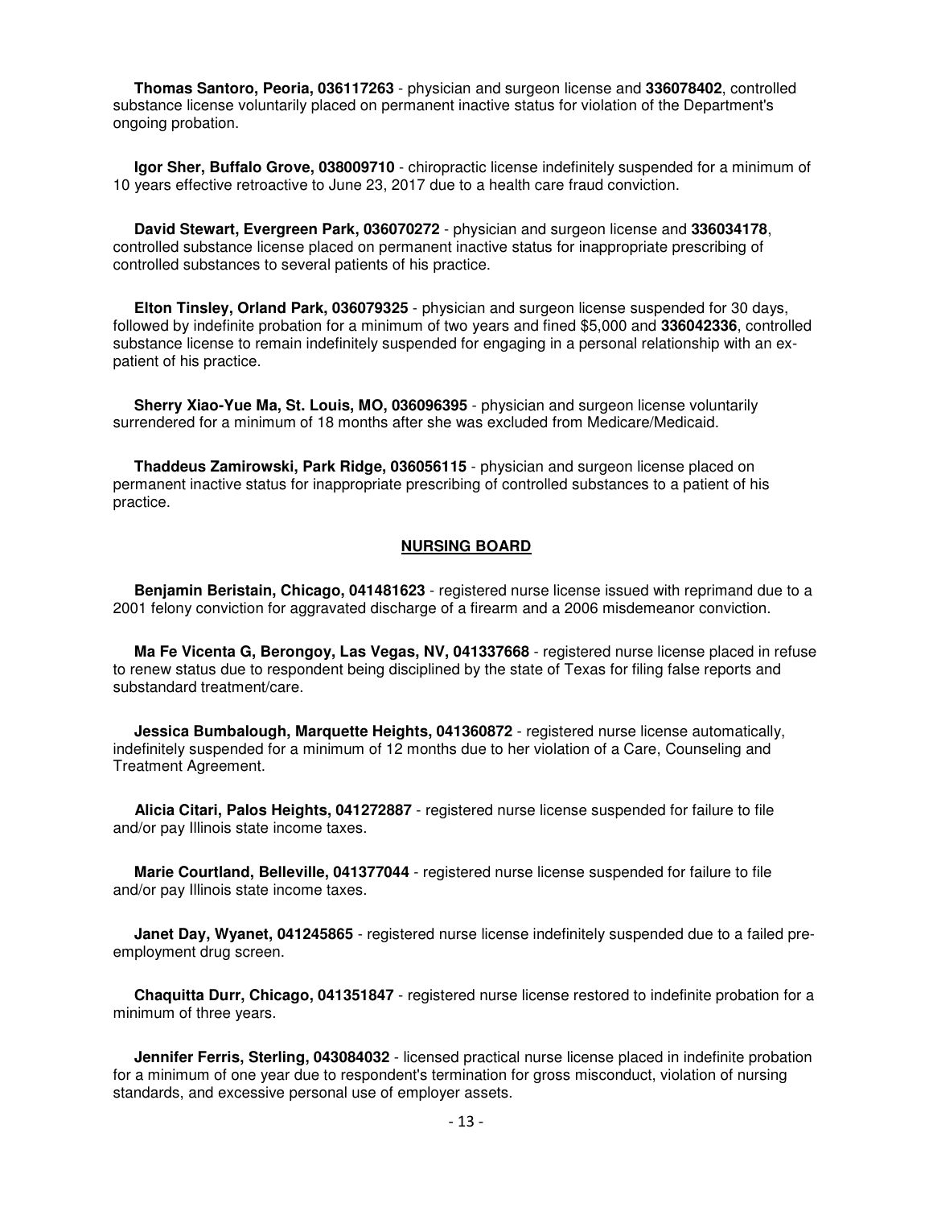**Thomas Santoro, Peoria, 036117263** - physician and surgeon license and **336078402**, controlled substance license voluntarily placed on permanent inactive status for violation of the Department's ongoing probation.

**Igor Sher, Buffalo Grove, 038009710** - chiropractic license indefinitely suspended for a minimum of 10 years effective retroactive to June 23, 2017 due to a health care fraud conviction.

**David Stewart, Evergreen Park, 036070272** - physician and surgeon license and **336034178**, controlled substance license placed on permanent inactive status for inappropriate prescribing of controlled substances to several patients of his practice.

**Elton Tinsley, Orland Park, 036079325** - physician and surgeon license suspended for 30 days, followed by indefinite probation for a minimum of two years and fined $5,000 and **336042336**, controlled substance license to remain indefinitely suspended for engaging in a personal relationship with an ex-patient of his practice.

**Sherry Xiao-Yue Ma, St. Louis, MO, 036096395** - physician and surgeon license voluntarily surrendered for a minimum of 18 months after she was excluded from Medicare/Medicaid.

**Thaddeus Zamirowski, Park Ridge, 036056115** - physician and surgeon license placed on permanent inactive status for inappropriate prescribing of controlled substances to a patient of his practice.

## NURSING BOARD

**Benjamin Beristain, Chicago, 041481623** - registered nurse license issued with reprimand due to a 2001 felony conviction for aggravated discharge of a firearm and a 2006 misdemeanor conviction.

**Ma Fe Vicenta G, Berongoy, Las Vegas, NV, 041337668** - registered nurse license placed in refuse to renew status due to respondent being disciplined by the state of Texas for filing false reports and substandard treatment/care.

**Jessica Bumbalough, Marquette Heights, 041360872** - registered nurse license automatically, indefinitely suspended for a minimum of 12 months due to her violation of a Care, Counseling and Treatment Agreement.

**Alicia Citari, Palos Heights, 041272887** - registered nurse license suspended for failure to file and/or pay Illinois state income taxes.

**Marie Courtland, Belleville, 041377044** - registered nurse license suspended for failure to file and/or pay Illinois state income taxes.

**Janet Day, Wyanet, 041245865** - registered nurse license indefinitely suspended due to a failed pre-employment drug screen.

**Chaquitta Durr, Chicago, 041351847** - registered nurse license restored to indefinite probation for a minimum of three years.

**Jennifer Ferris, Sterling, 043084032** - licensed practical nurse license placed in indefinite probation for a minimum of one year due to respondent's termination for gross misconduct, violation of nursing standards, and excessive personal use of employer assets.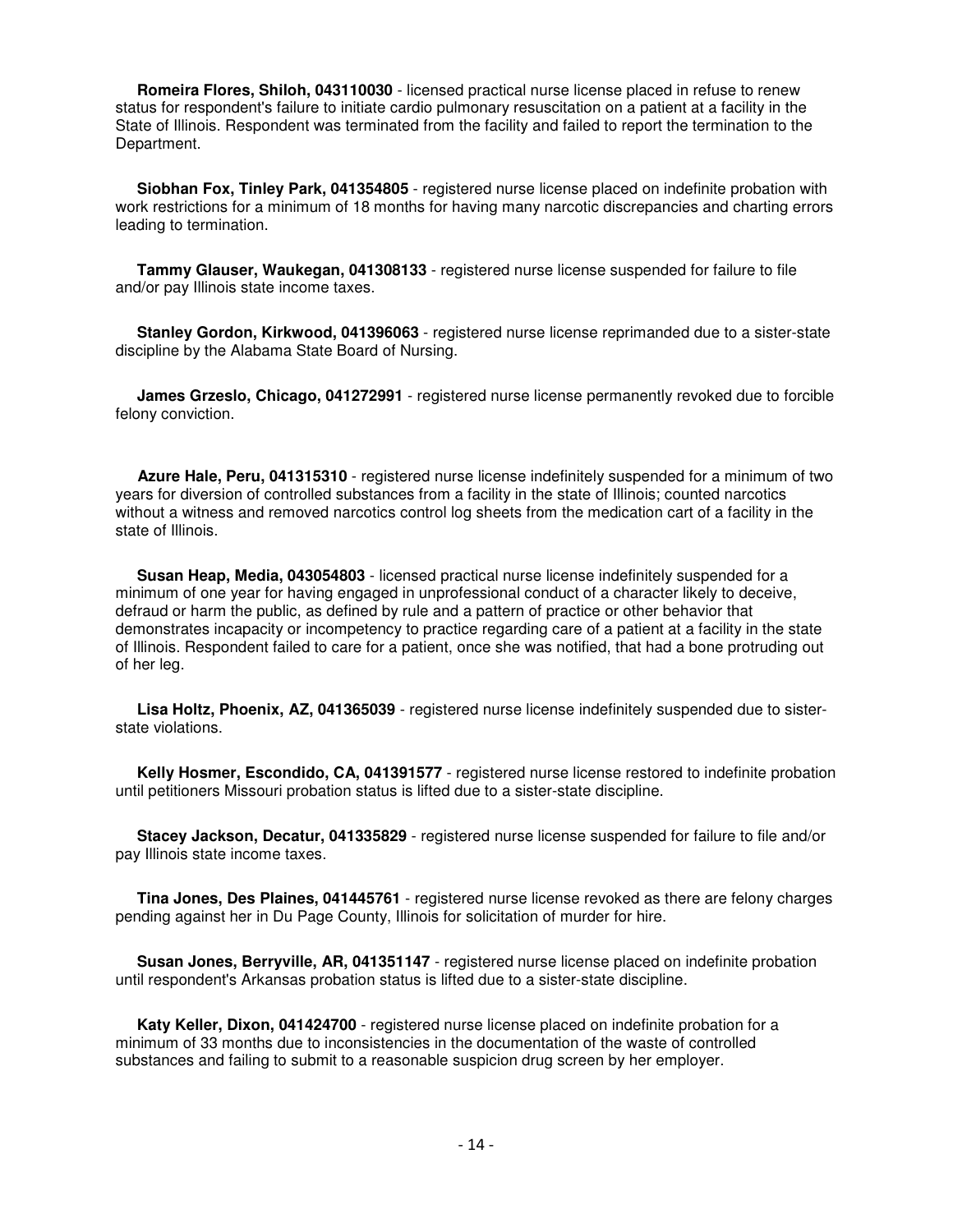**Romeira Flores, Shiloh, 043110030** - licensed practical nurse license placed in refuse to renew status for respondent's failure to initiate cardio pulmonary resuscitation on a patient at a facility in the State of Illinois. Respondent was terminated from the facility and failed to report the termination to the Department.

**Siobhan Fox, Tinley Park, 041354805** - registered nurse license placed on indefinite probation with work restrictions for a minimum of 18 months for having many narcotic discrepancies and charting errors leading to termination.

**Tammy Glauser, Waukegan, 041308133** - registered nurse license suspended for failure to file and/or pay Illinois state income taxes.

**Stanley Gordon, Kirkwood, 041396063** - registered nurse license reprimanded due to a sister-state discipline by the Alabama State Board of Nursing.

**James Grzeslo, Chicago, 041272991** - registered nurse license permanently revoked due to forcible felony conviction.

**Azure Hale, Peru, 041315310** - registered nurse license indefinitely suspended for a minimum of two years for diversion of controlled substances from a facility in the state of Illinois; counted narcotics without a witness and removed narcotics control log sheets from the medication cart of a facility in the state of Illinois.

**Susan Heap, Media, 043054803** - licensed practical nurse license indefinitely suspended for a minimum of one year for having engaged in unprofessional conduct of a character likely to deceive, defraud or harm the public, as defined by rule and a pattern of practice or other behavior that demonstrates incapacity or incompetency to practice regarding care of a patient at a facility in the state of Illinois. Respondent failed to care for a patient, once she was notified, that had a bone protruding out of her leg.

**Lisa Holtz, Phoenix, AZ, 041365039** - registered nurse license indefinitely suspended due to sister-state violations.

**Kelly Hosmer, Escondido, CA, 041391577** - registered nurse license restored to indefinite probation until petitioners Missouri probation status is lifted due to a sister-state discipline.

**Stacey Jackson, Decatur, 041335829** - registered nurse license suspended for failure to file and/or pay Illinois state income taxes.

**Tina Jones, Des Plaines, 041445761** - registered nurse license revoked as there are felony charges pending against her in Du Page County, Illinois for solicitation of murder for hire.

**Susan Jones, Berryville, AR, 041351147** - registered nurse license placed on indefinite probation until respondent's Arkansas probation status is lifted due to a sister-state discipline.

**Katy Keller, Dixon, 041424700** - registered nurse license placed on indefinite probation for a minimum of 33 months due to inconsistencies in the documentation of the waste of controlled substances and failing to submit to a reasonable suspicion drug screen by her employer.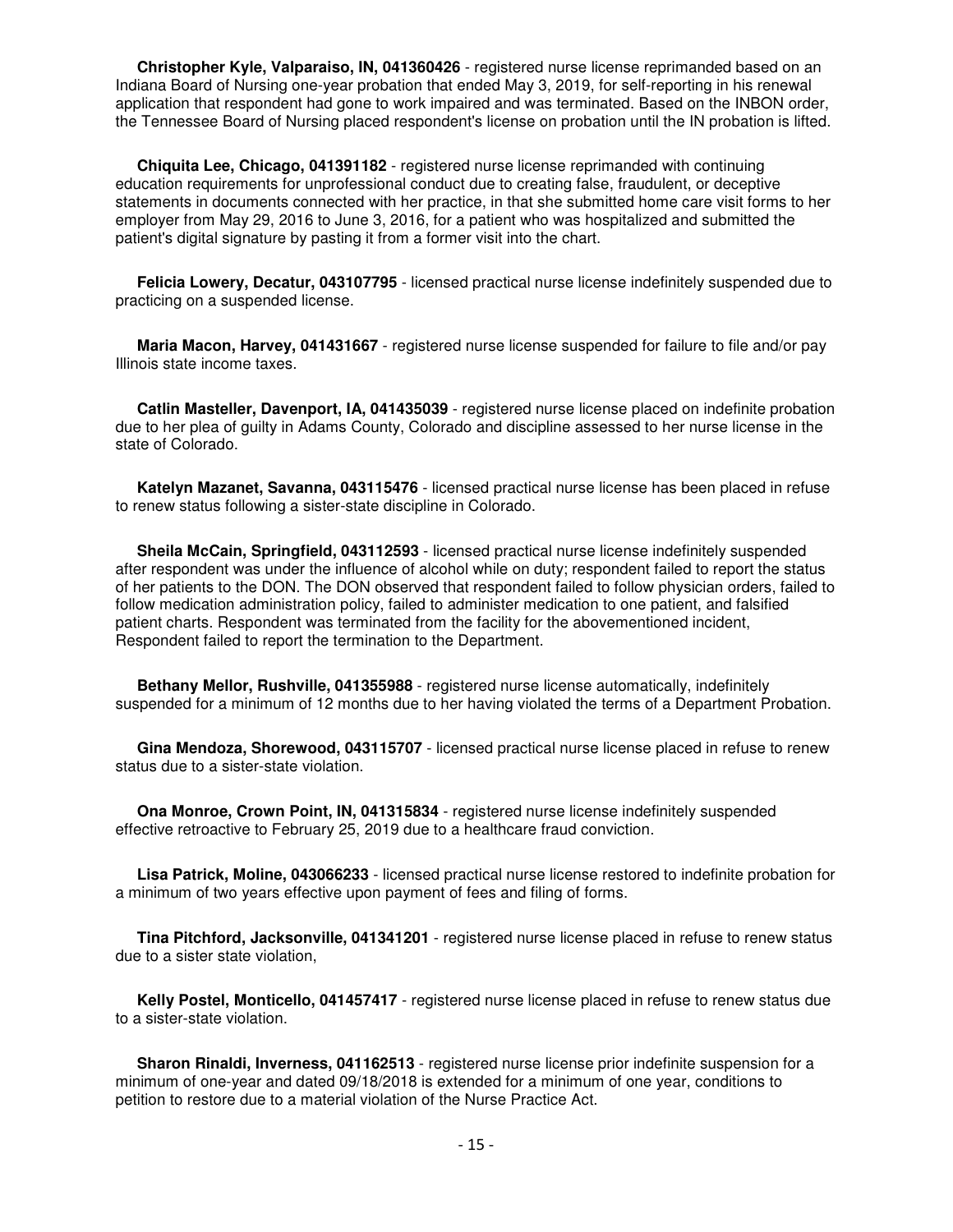**Christopher Kyle, Valparaiso, IN, 041360426** - registered nurse license reprimanded based on an Indiana Board of Nursing one-year probation that ended May 3, 2019, for self-reporting in his renewal application that respondent had gone to work impaired and was terminated. Based on the INBON order, the Tennessee Board of Nursing placed respondent's license on probation until the IN probation is lifted.

**Chiquita Lee, Chicago, 041391182** - registered nurse license reprimanded with continuing education requirements for unprofessional conduct due to creating false, fraudulent, or deceptive statements in documents connected with her practice, in that she submitted home care visit forms to her employer from May 29, 2016 to June 3, 2016, for a patient who was hospitalized and submitted the patient's digital signature by pasting it from a former visit into the chart.

**Felicia Lowery, Decatur, 043107795** - licensed practical nurse license indefinitely suspended due to practicing on a suspended license.

**Maria Macon, Harvey, 041431667** - registered nurse license suspended for failure to file and/or pay Illinois state income taxes.

**Catlin Masteller, Davenport, IA, 041435039** - registered nurse license placed on indefinite probation due to her plea of guilty in Adams County, Colorado and discipline assessed to her nurse license in the state of Colorado.

**Katelyn Mazanet, Savanna, 043115476** - licensed practical nurse license has been placed in refuse to renew status following a sister-state discipline in Colorado.

**Sheila McCain, Springfield, 043112593** - licensed practical nurse license indefinitely suspended after respondent was under the influence of alcohol while on duty; respondent failed to report the status of her patients to the DON. The DON observed that respondent failed to follow physician orders, failed to follow medication administration policy, failed to administer medication to one patient, and falsified patient charts. Respondent was terminated from the facility for the abovementioned incident, Respondent failed to report the termination to the Department.

**Bethany Mellor, Rushville, 041355988** - registered nurse license automatically, indefinitely suspended for a minimum of 12 months due to her having violated the terms of a Department Probation.

**Gina Mendoza, Shorewood, 043115707** - licensed practical nurse license placed in refuse to renew status due to a sister-state violation.

**Ona Monroe, Crown Point, IN, 041315834** - registered nurse license indefinitely suspended effective retroactive to February 25, 2019 due to a healthcare fraud conviction.

**Lisa Patrick, Moline, 043066233** - licensed practical nurse license restored to indefinite probation for a minimum of two years effective upon payment of fees and filing of forms.

**Tina Pitchford, Jacksonville, 041341201** - registered nurse license placed in refuse to renew status due to a sister state violation,

**Kelly Postel, Monticello, 041457417** - registered nurse license placed in refuse to renew status due to a sister-state violation.

**Sharon Rinaldi, Inverness, 041162513** - registered nurse license prior indefinite suspension for a minimum of one-year and dated 09/18/2018 is extended for a minimum of one year, conditions to petition to restore due to a material violation of the Nurse Practice Act.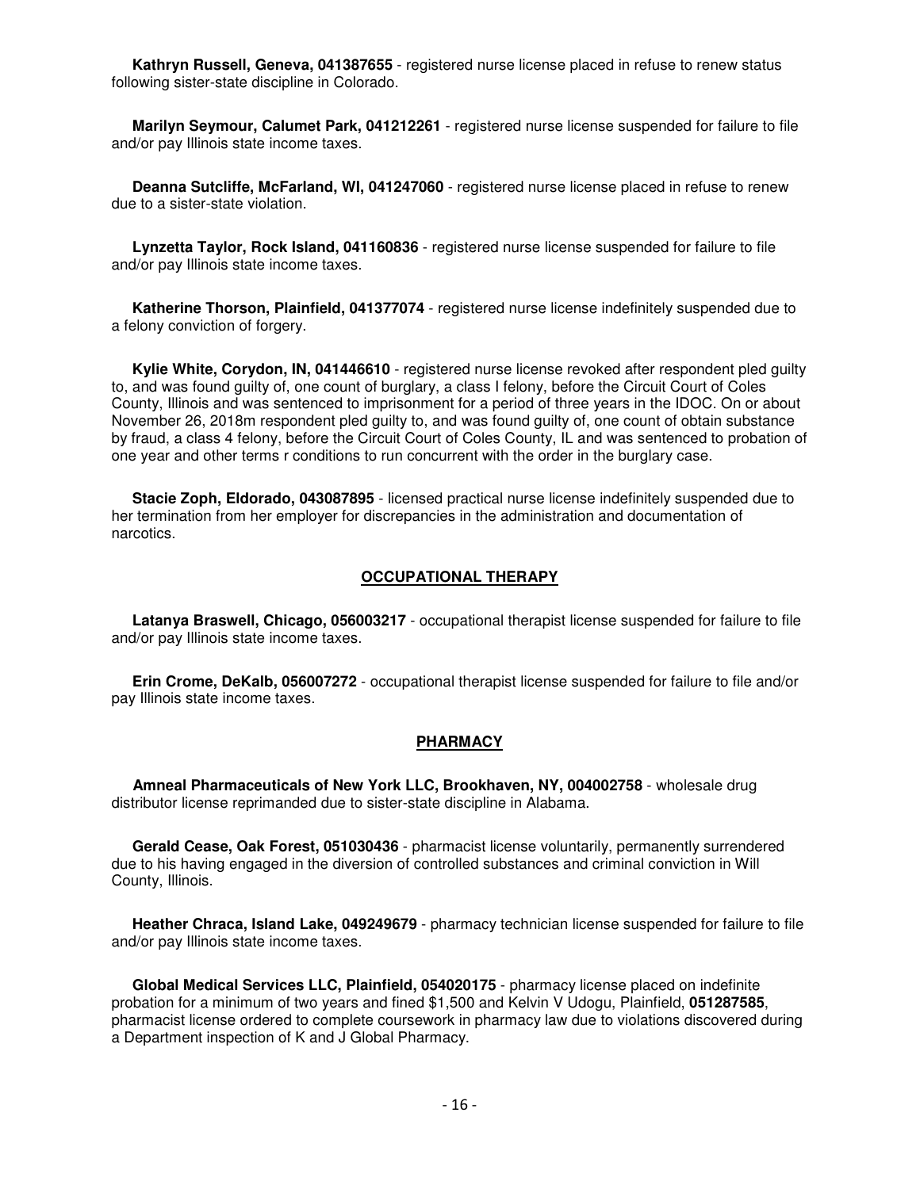**Kathryn Russell, Geneva, 041387655** - registered nurse license placed in refuse to renew status following sister-state discipline in Colorado.

**Marilyn Seymour, Calumet Park, 041212261** - registered nurse license suspended for failure to file and/or pay Illinois state income taxes.

**Deanna Sutcliffe, McFarland, WI, 041247060** - registered nurse license placed in refuse to renew due to a sister-state violation.

**Lynzetta Taylor, Rock Island, 041160836** - registered nurse license suspended for failure to file and/or pay Illinois state income taxes.

**Katherine Thorson, Plainfield, 041377074** - registered nurse license indefinitely suspended due to a felony conviction of forgery.

**Kylie White, Corydon, IN, 041446610** - registered nurse license revoked after respondent pled guilty to, and was found guilty of, one count of burglary, a class I felony, before the Circuit Court of Coles County, Illinois and was sentenced to imprisonment for a period of three years in the IDOC. On or about November 26, 2018m respondent pled guilty to, and was found guilty of, one count of obtain substance by fraud, a class 4 felony, before the Circuit Court of Coles County, IL and was sentenced to probation of one year and other terms r conditions to run concurrent with the order in the burglary case.

**Stacie Zoph, Eldorado, 043087895** - licensed practical nurse license indefinitely suspended due to her termination from her employer for discrepancies in the administration and documentation of narcotics.

## OCCUPATIONAL THERAPY

**Latanya Braswell, Chicago, 056003217** - occupational therapist license suspended for failure to file and/or pay Illinois state income taxes.

**Erin Crome, DeKalb, 056007272** - occupational therapist license suspended for failure to file and/or pay Illinois state income taxes.

## PHARMACY

**Amneal Pharmaceuticals of New York LLC, Brookhaven, NY, 004002758** - wholesale drug distributor license reprimanded due to sister-state discipline in Alabama.

**Gerald Cease, Oak Forest, 051030436** - pharmacist license voluntarily, permanently surrendered due to his having engaged in the diversion of controlled substances and criminal conviction in Will County, Illinois.

**Heather Chraca, Island Lake, 049249679** - pharmacy technician license suspended for failure to file and/or pay Illinois state income taxes.

**Global Medical Services LLC, Plainfield, 054020175** - pharmacy license placed on indefinite probation for a minimum of two years and fined $1,500 and Kelvin V Udogu, Plainfield, **051287585**, pharmacist license ordered to complete coursework in pharmacy law due to violations discovered during a Department inspection of K and J Global Pharmacy.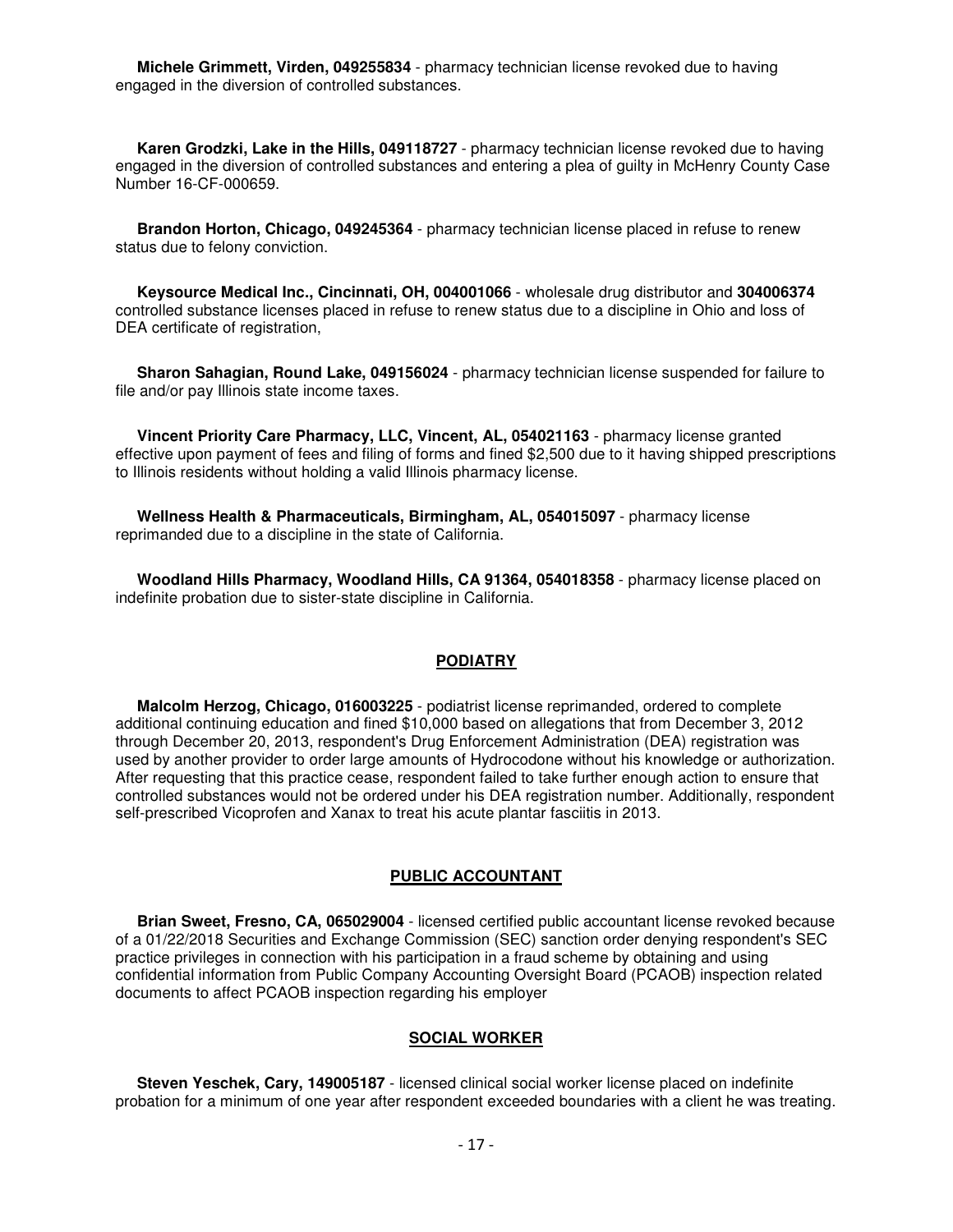**Michele Grimmett, Virden, 049255834** - pharmacy technician license revoked due to having engaged in the diversion of controlled substances.

**Karen Grodzki, Lake in the Hills, 049118727** - pharmacy technician license revoked due to having engaged in the diversion of controlled substances and entering a plea of guilty in McHenry County Case Number 16-CF-000659.

**Brandon Horton, Chicago, 049245364** - pharmacy technician license placed in refuse to renew status due to felony conviction.

**Keysource Medical Inc., Cincinnati, OH, 004001066** - wholesale drug distributor and **304006374** controlled substance licenses placed in refuse to renew status due to a discipline in Ohio and loss of DEA certificate of registration,

**Sharon Sahagian, Round Lake, 049156024** - pharmacy technician license suspended for failure to file and/or pay Illinois state income taxes.

**Vincent Priority Care Pharmacy, LLC, Vincent, AL, 054021163** - pharmacy license granted effective upon payment of fees and filing of forms and fined $2,500 due to it having shipped prescriptions to Illinois residents without holding a valid Illinois pharmacy license.

**Wellness Health & Pharmaceuticals, Birmingham, AL, 054015097** - pharmacy license reprimanded due to a discipline in the state of California.

**Woodland Hills Pharmacy, Woodland Hills, CA 91364, 054018358** - pharmacy license placed on indefinite probation due to sister-state discipline in California.

## PODIATRY

**Malcolm Herzog, Chicago, 016003225** - podiatrist license reprimanded, ordered to complete additional continuing education and fined $10,000 based on allegations that from December 3, 2012 through December 20, 2013, respondent's Drug Enforcement Administration (DEA) registration was used by another provider to order large amounts of Hydrocodone without his knowledge or authorization. After requesting that this practice cease, respondent failed to take further enough action to ensure that controlled substances would not be ordered under his DEA registration number. Additionally, respondent self-prescribed Vicoprofen and Xanax to treat his acute plantar fasciitis in 2013.

## PUBLIC ACCOUNTANT

**Brian Sweet, Fresno, CA, 065029004** - licensed certified public accountant license revoked because of a 01/22/2018 Securities and Exchange Commission (SEC) sanction order denying respondent's SEC practice privileges in connection with his participation in a fraud scheme by obtaining and using confidential information from Public Company Accounting Oversight Board (PCAOB) inspection related documents to affect PCAOB inspection regarding his employer

## SOCIAL WORKER

**Steven Yeschek, Cary, 149005187** - licensed clinical social worker license placed on indefinite probation for a minimum of one year after respondent exceeded boundaries with a client he was treating.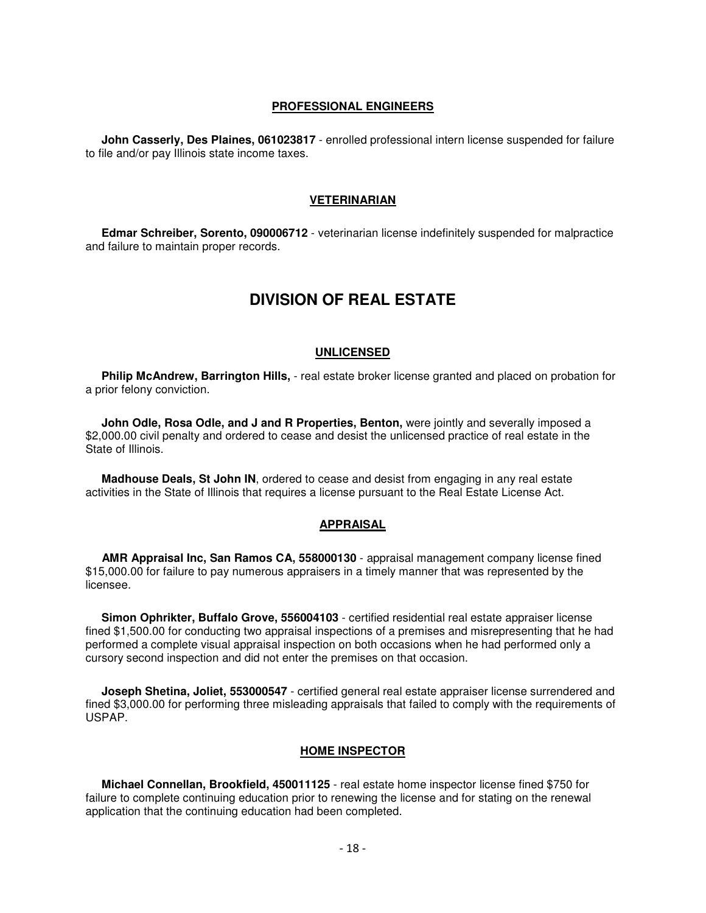### PROFESSIONAL ENGINEERS

**John Casserly, Des Plaines, 061023817** - enrolled professional intern license suspended for failure to file and/or pay Illinois state income taxes.

### VETERINARIAN

**Edmar Schreiber, Sorento, 090006712** - veterinarian license indefinitely suspended for malpractice and failure to maintain proper records.

# DIVISION OF REAL ESTATE

### UNLICENSED

**Philip McAndrew, Barrington Hills,** - real estate broker license granted and placed on probation for a prior felony conviction.

**John Odle, Rosa Odle, and J and R Properties, Benton,** were jointly and severally imposed a $2,000.00 civil penalty and ordered to cease and desist the unlicensed practice of real estate in the State of Illinois.

**Madhouse Deals, St John IN**, ordered to cease and desist from engaging in any real estate activities in the State of Illinois that requires a license pursuant to the Real Estate License Act.

### APPRAISAL

**AMR Appraisal Inc, San Ramos CA, 558000130** - appraisal management company license fined $15,000.00 for failure to pay numerous appraisers in a timely manner that was represented by the licensee.

**Simon Ophrikter, Buffalo Grove, 556004103** - certified residential real estate appraiser license fined $1,500.00 for conducting two appraisal inspections of a premises and misrepresenting that he had performed a complete visual appraisal inspection on both occasions when he had performed only a cursory second inspection and did not enter the premises on that occasion.

**Joseph Shetina, Joliet, 553000547** - certified general real estate appraiser license surrendered and fined $3,000.00 for performing three misleading appraisals that failed to comply with the requirements of USPAP.

### HOME INSPECTOR

**Michael Connellan, Brookfield, 450011125** - real estate home inspector license fined $750 for failure to complete continuing education prior to renewing the license and for stating on the renewal application that the continuing education had been completed.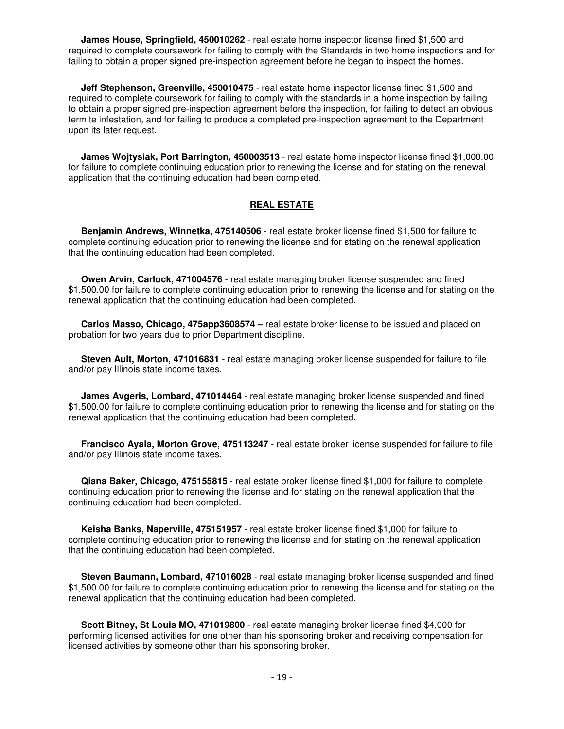**James House, Springfield, 450010262** - real estate home inspector license fined $1,500 and required to complete coursework for failing to comply with the Standards in two home inspections and for failing to obtain a proper signed pre-inspection agreement before he began to inspect the homes.

**Jeff Stephenson, Greenville, 450010475** - real estate home inspector license fined $1,500 and required to complete coursework for failing to comply with the standards in a home inspection by failing to obtain a proper signed pre-inspection agreement before the inspection, for failing to detect an obvious termite infestation, and for failing to produce a completed pre-inspection agreement to the Department upon its later request.

**James Wojtysiak, Port Barrington, 450003513** - real estate home inspector license fined $1,000.00 for failure to complete continuing education prior to renewing the license and for stating on the renewal application that the continuing education had been completed.

## REAL ESTATE

**Benjamin Andrews, Winnetka, 475140506** - real estate broker license fined $1,500 for failure to complete continuing education prior to renewing the license and for stating on the renewal application that the continuing education had been completed.

**Owen Arvin, Carlock, 471004576** - real estate managing broker license suspended and fined $1,500.00 for failure to complete continuing education prior to renewing the license and for stating on the renewal application that the continuing education had been completed.

**Carlos Masso, Chicago, 475app3608574 –** real estate broker license to be issued and placed on probation for two years due to prior Department discipline.

**Steven Ault, Morton, 471016831** - real estate managing broker license suspended for failure to file and/or pay Illinois state income taxes.

**James Avgeris, Lombard, 471014464** - real estate managing broker license suspended and fined $1,500.00 for failure to complete continuing education prior to renewing the license and for stating on the renewal application that the continuing education had been completed.

**Francisco Ayala, Morton Grove, 475113247** - real estate broker license suspended for failure to file and/or pay Illinois state income taxes.

**Qiana Baker, Chicago, 475155815** - real estate broker license fined $1,000 for failure to complete continuing education prior to renewing the license and for stating on the renewal application that the continuing education had been completed.

**Keisha Banks, Naperville, 475151957** - real estate broker license fined $1,000 for failure to complete continuing education prior to renewing the license and for stating on the renewal application that the continuing education had been completed.

**Steven Baumann, Lombard, 471016028** - real estate managing broker license suspended and fined $1,500.00 for failure to complete continuing education prior to renewing the license and for stating on the renewal application that the continuing education had been completed.

**Scott Bitney, St Louis MO, 471019800** - real estate managing broker license fined $4,000 for performing licensed activities for one other than his sponsoring broker and receiving compensation for licensed activities by someone other than his sponsoring broker.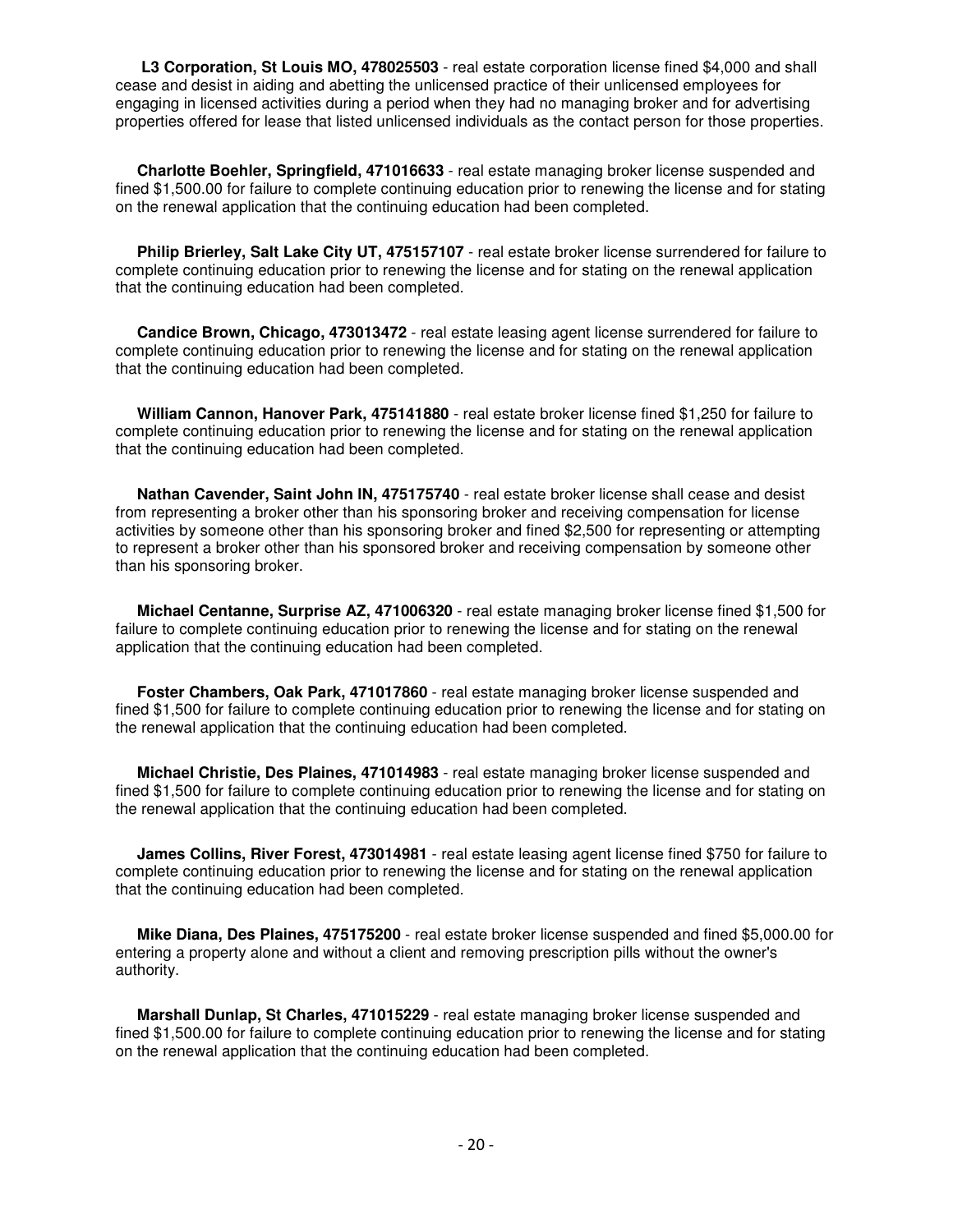**L3 Corporation, St Louis MO, 478025503** - real estate corporation license fined $4,000 and shall cease and desist in aiding and abetting the unlicensed practice of their unlicensed employees for engaging in licensed activities during a period when they had no managing broker and for advertising properties offered for lease that listed unlicensed individuals as the contact person for those properties.

**Charlotte Boehler, Springfield, 471016633** - real estate managing broker license suspended and fined $1,500.00 for failure to complete continuing education prior to renewing the license and for stating on the renewal application that the continuing education had been completed.

**Philip Brierley, Salt Lake City UT, 475157107** - real estate broker license surrendered for failure to complete continuing education prior to renewing the license and for stating on the renewal application that the continuing education had been completed.

**Candice Brown, Chicago, 473013472** - real estate leasing agent license surrendered for failure to complete continuing education prior to renewing the license and for stating on the renewal application that the continuing education had been completed.

**William Cannon, Hanover Park, 475141880** - real estate broker license fined $1,250 for failure to complete continuing education prior to renewing the license and for stating on the renewal application that the continuing education had been completed.

**Nathan Cavender, Saint John IN, 475175740** - real estate broker license shall cease and desist from representing a broker other than his sponsoring broker and receiving compensation for license activities by someone other than his sponsoring broker and fined $2,500 for representing or attempting to represent a broker other than his sponsored broker and receiving compensation by someone other than his sponsoring broker.

**Michael Centanne, Surprise AZ, 471006320** - real estate managing broker license fined $1,500 for failure to complete continuing education prior to renewing the license and for stating on the renewal application that the continuing education had been completed.

**Foster Chambers, Oak Park, 471017860** - real estate managing broker license suspended and fined $1,500 for failure to complete continuing education prior to renewing the license and for stating on the renewal application that the continuing education had been completed.

**Michael Christie, Des Plaines, 471014983** - real estate managing broker license suspended and fined $1,500 for failure to complete continuing education prior to renewing the license and for stating on the renewal application that the continuing education had been completed.

**James Collins, River Forest, 473014981** - real estate leasing agent license fined $750 for failure to complete continuing education prior to renewing the license and for stating on the renewal application that the continuing education had been completed.

**Mike Diana, Des Plaines, 475175200** - real estate broker license suspended and fined $5,000.00 for entering a property alone and without a client and removing prescription pills without the owner's authority.

**Marshall Dunlap, St Charles, 471015229** - real estate managing broker license suspended and fined $1,500.00 for failure to complete continuing education prior to renewing the license and for stating on the renewal application that the continuing education had been completed.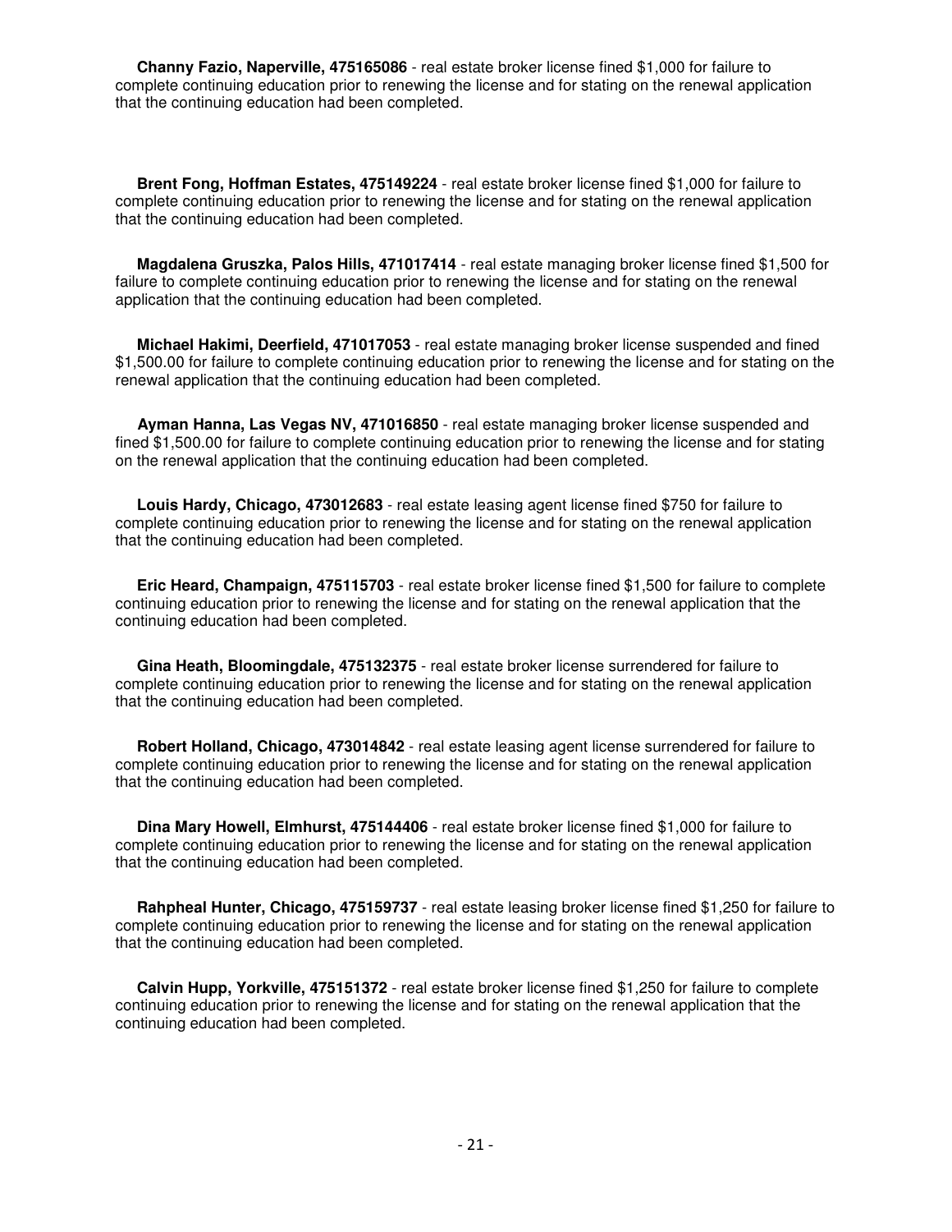**Channy Fazio, Naperville, 475165086** - real estate broker license fined $1,000 for failure to complete continuing education prior to renewing the license and for stating on the renewal application that the continuing education had been completed.

**Brent Fong, Hoffman Estates, 475149224** - real estate broker license fined $1,000 for failure to complete continuing education prior to renewing the license and for stating on the renewal application that the continuing education had been completed.

**Magdalena Gruszka, Palos Hills, 471017414** - real estate managing broker license fined $1,500 for failure to complete continuing education prior to renewing the license and for stating on the renewal application that the continuing education had been completed.

**Michael Hakimi, Deerfield, 471017053** - real estate managing broker license suspended and fined $1,500.00 for failure to complete continuing education prior to renewing the license and for stating on the renewal application that the continuing education had been completed.

**Ayman Hanna, Las Vegas NV, 471016850** - real estate managing broker license suspended and fined $1,500.00 for failure to complete continuing education prior to renewing the license and for stating on the renewal application that the continuing education had been completed.

**Louis Hardy, Chicago, 473012683** - real estate leasing agent license fined $750 for failure to complete continuing education prior to renewing the license and for stating on the renewal application that the continuing education had been completed.

**Eric Heard, Champaign, 475115703** - real estate broker license fined $1,500 for failure to complete continuing education prior to renewing the license and for stating on the renewal application that the continuing education had been completed.

**Gina Heath, Bloomingdale, 475132375** - real estate broker license surrendered for failure to complete continuing education prior to renewing the license and for stating on the renewal application that the continuing education had been completed.

**Robert Holland, Chicago, 473014842** - real estate leasing agent license surrendered for failure to complete continuing education prior to renewing the license and for stating on the renewal application that the continuing education had been completed.

**Dina Mary Howell, Elmhurst, 475144406** - real estate broker license fined $1,000 for failure to complete continuing education prior to renewing the license and for stating on the renewal application that the continuing education had been completed.

**Rahpheal Hunter, Chicago, 475159737** - real estate leasing broker license fined $1,250 for failure to complete continuing education prior to renewing the license and for stating on the renewal application that the continuing education had been completed.

**Calvin Hupp, Yorkville, 475151372** - real estate broker license fined $1,250 for failure to complete continuing education prior to renewing the license and for stating on the renewal application that the continuing education had been completed.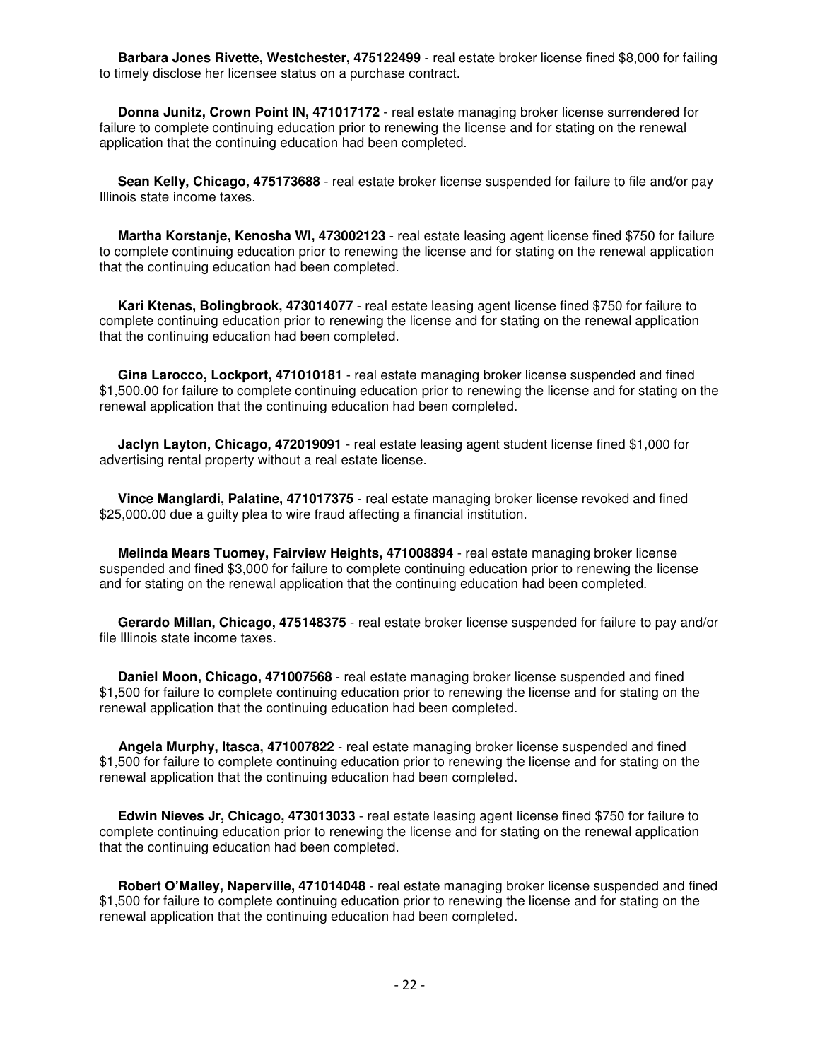**Barbara Jones Rivette, Westchester, 475122499** - real estate broker license fined $8,000 for failing to timely disclose her licensee status on a purchase contract.

**Donna Junitz, Crown Point IN, 471017172** - real estate managing broker license surrendered for failure to complete continuing education prior to renewing the license and for stating on the renewal application that the continuing education had been completed.

**Sean Kelly, Chicago, 475173688** - real estate broker license suspended for failure to file and/or pay Illinois state income taxes.

**Martha Korstanje, Kenosha WI, 473002123** - real estate leasing agent license fined $750 for failure to complete continuing education prior to renewing the license and for stating on the renewal application that the continuing education had been completed.

**Kari Ktenas, Bolingbrook, 473014077** - real estate leasing agent license fined $750 for failure to complete continuing education prior to renewing the license and for stating on the renewal application that the continuing education had been completed.

**Gina Larocco, Lockport, 471010181** - real estate managing broker license suspended and fined $1,500.00 for failure to complete continuing education prior to renewing the license and for stating on the renewal application that the continuing education had been completed.

**Jaclyn Layton, Chicago, 472019091** - real estate leasing agent student license fined $1,000 for advertising rental property without a real estate license.

**Vince Manglardi, Palatine, 471017375** - real estate managing broker license revoked and fined $25,000.00 due a guilty plea to wire fraud affecting a financial institution.

**Melinda Mears Tuomey, Fairview Heights, 471008894** - real estate managing broker license suspended and fined $3,000 for failure to complete continuing education prior to renewing the license and for stating on the renewal application that the continuing education had been completed.

**Gerardo Millan, Chicago, 475148375** - real estate broker license suspended for failure to pay and/or file Illinois state income taxes.

**Daniel Moon, Chicago, 471007568** - real estate managing broker license suspended and fined $1,500 for failure to complete continuing education prior to renewing the license and for stating on the renewal application that the continuing education had been completed.

**Angela Murphy, Itasca, 471007822** - real estate managing broker license suspended and fined $1,500 for failure to complete continuing education prior to renewing the license and for stating on the renewal application that the continuing education had been completed.

**Edwin Nieves Jr, Chicago, 473013033** - real estate leasing agent license fined $750 for failure to complete continuing education prior to renewing the license and for stating on the renewal application that the continuing education had been completed.

**Robert O'Malley, Naperville, 471014048** - real estate managing broker license suspended and fined $1,500 for failure to complete continuing education prior to renewing the license and for stating on the renewal application that the continuing education had been completed.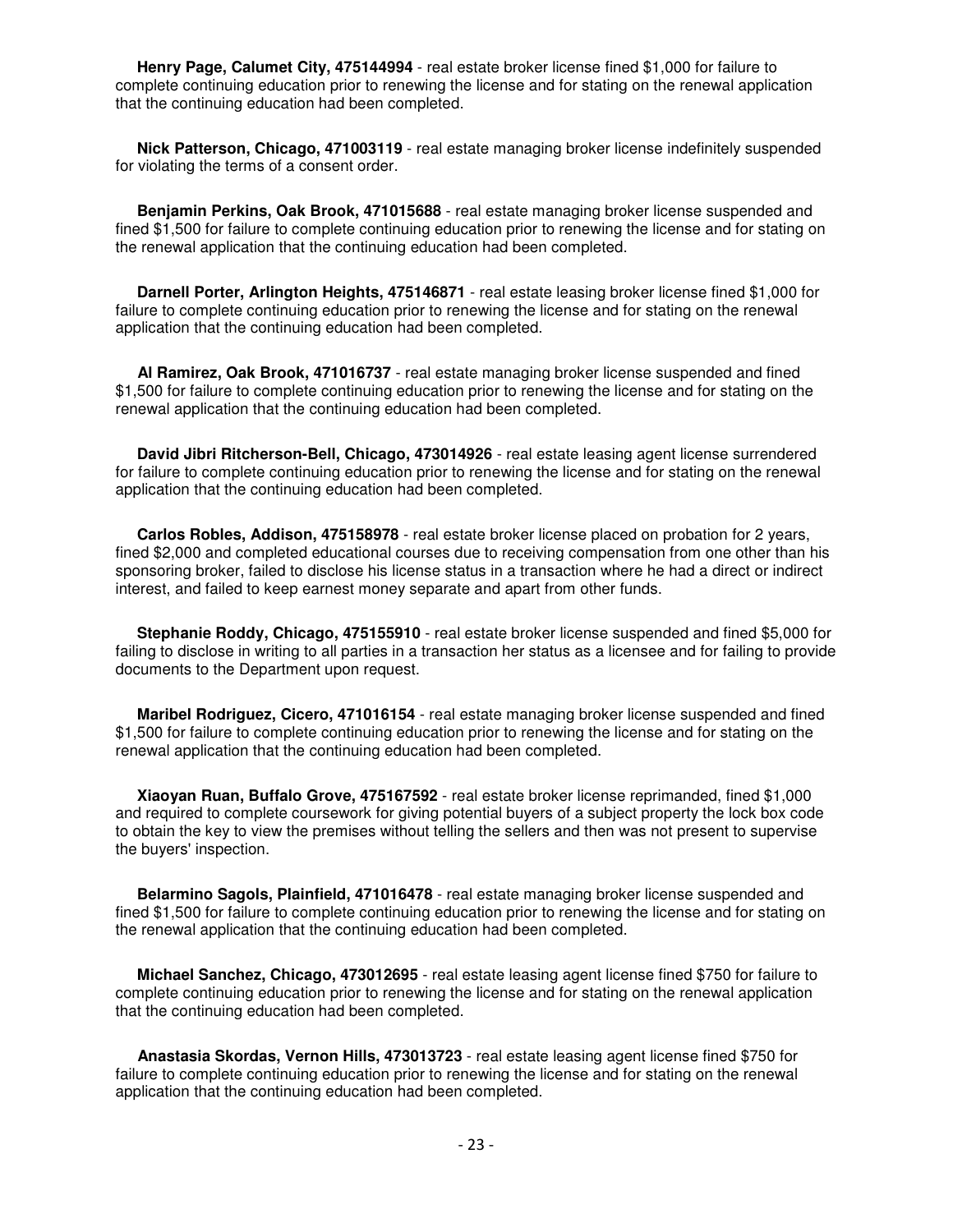**Henry Page, Calumet City, 475144994** - real estate broker license fined $1,000 for failure to complete continuing education prior to renewing the license and for stating on the renewal application that the continuing education had been completed.

**Nick Patterson, Chicago, 471003119** - real estate managing broker license indefinitely suspended for violating the terms of a consent order.

**Benjamin Perkins, Oak Brook, 471015688** - real estate managing broker license suspended and fined $1,500 for failure to complete continuing education prior to renewing the license and for stating on the renewal application that the continuing education had been completed.

**Darnell Porter, Arlington Heights, 475146871** - real estate leasing broker license fined $1,000 for failure to complete continuing education prior to renewing the license and for stating on the renewal application that the continuing education had been completed.

**Al Ramirez, Oak Brook, 471016737** - real estate managing broker license suspended and fined $1,500 for failure to complete continuing education prior to renewing the license and for stating on the renewal application that the continuing education had been completed.

**David Jibri Ritcherson-Bell, Chicago, 473014926** - real estate leasing agent license surrendered for failure to complete continuing education prior to renewing the license and for stating on the renewal application that the continuing education had been completed.

**Carlos Robles, Addison, 475158978** - real estate broker license placed on probation for 2 years, fined $2,000 and completed educational courses due to receiving compensation from one other than his sponsoring broker, failed to disclose his license status in a transaction where he had a direct or indirect interest, and failed to keep earnest money separate and apart from other funds.

**Stephanie Roddy, Chicago, 475155910** - real estate broker license suspended and fined $5,000 for failing to disclose in writing to all parties in a transaction her status as a licensee and for failing to provide documents to the Department upon request.

**Maribel Rodriguez, Cicero, 471016154** - real estate managing broker license suspended and fined $1,500 for failure to complete continuing education prior to renewing the license and for stating on the renewal application that the continuing education had been completed.

**Xiaoyan Ruan, Buffalo Grove, 475167592** - real estate broker license reprimanded, fined $1,000 and required to complete coursework for giving potential buyers of a subject property the lock box code to obtain the key to view the premises without telling the sellers and then was not present to supervise the buyers' inspection.

**Belarmino Sagols, Plainfield, 471016478** - real estate managing broker license suspended and fined $1,500 for failure to complete continuing education prior to renewing the license and for stating on the renewal application that the continuing education had been completed.

**Michael Sanchez, Chicago, 473012695** - real estate leasing agent license fined $750 for failure to complete continuing education prior to renewing the license and for stating on the renewal application that the continuing education had been completed.

**Anastasia Skordas, Vernon Hills, 473013723** - real estate leasing agent license fined $750 for failure to complete continuing education prior to renewing the license and for stating on the renewal application that the continuing education had been completed.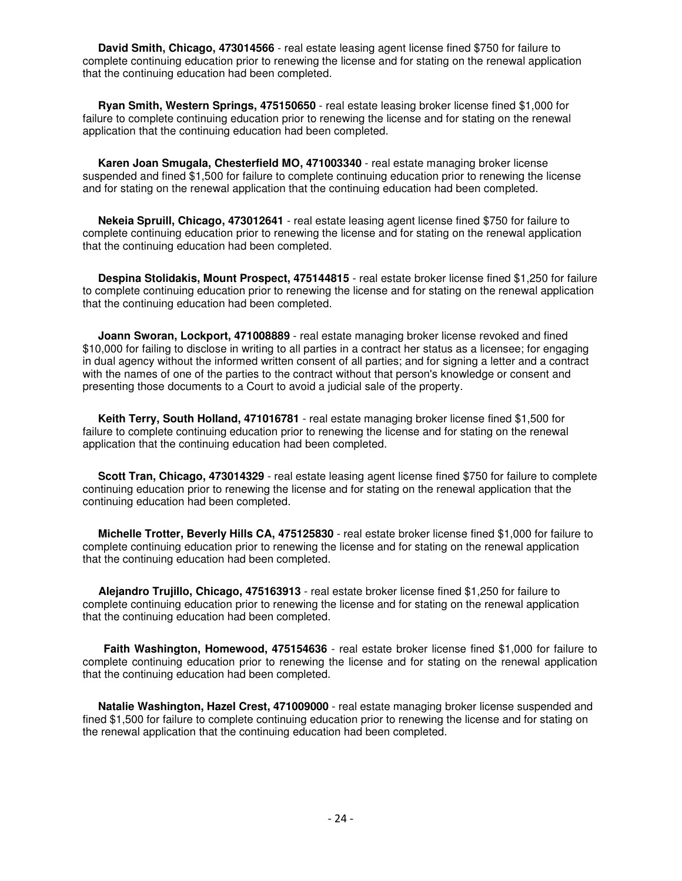**David Smith, Chicago, 473014566** - real estate leasing agent license fined $750 for failure to complete continuing education prior to renewing the license and for stating on the renewal application that the continuing education had been completed.

**Ryan Smith, Western Springs, 475150650** - real estate leasing broker license fined $1,000 for failure to complete continuing education prior to renewing the license and for stating on the renewal application that the continuing education had been completed.

**Karen Joan Smugala, Chesterfield MO, 471003340** - real estate managing broker license suspended and fined $1,500 for failure to complete continuing education prior to renewing the license and for stating on the renewal application that the continuing education had been completed.

**Nekeia Spruill, Chicago, 473012641** - real estate leasing agent license fined $750 for failure to complete continuing education prior to renewing the license and for stating on the renewal application that the continuing education had been completed.

**Despina Stolidakis, Mount Prospect, 475144815** - real estate broker license fined $1,250 for failure to complete continuing education prior to renewing the license and for stating on the renewal application that the continuing education had been completed.

**Joann Sworan, Lockport, 471008889** - real estate managing broker license revoked and fined $10,000 for failing to disclose in writing to all parties in a contract her status as a licensee; for engaging in dual agency without the informed written consent of all parties; and for signing a letter and a contract with the names of one of the parties to the contract without that person's knowledge or consent and presenting those documents to a Court to avoid a judicial sale of the property.

**Keith Terry, South Holland, 471016781** - real estate managing broker license fined $1,500 for failure to complete continuing education prior to renewing the license and for stating on the renewal application that the continuing education had been completed.

**Scott Tran, Chicago, 473014329** - real estate leasing agent license fined $750 for failure to complete continuing education prior to renewing the license and for stating on the renewal application that the continuing education had been completed.

**Michelle Trotter, Beverly Hills CA, 475125830** - real estate broker license fined $1,000 for failure to complete continuing education prior to renewing the license and for stating on the renewal application that the continuing education had been completed.

**Alejandro Trujillo, Chicago, 475163913** - real estate broker license fined $1,250 for failure to complete continuing education prior to renewing the license and for stating on the renewal application that the continuing education had been completed.

**Faith Washington, Homewood, 475154636** - real estate broker license fined $1,000 for failure to complete continuing education prior to renewing the license and for stating on the renewal application that the continuing education had been completed.

**Natalie Washington, Hazel Crest, 471009000** - real estate managing broker license suspended and fined $1,500 for failure to complete continuing education prior to renewing the license and for stating on the renewal application that the continuing education had been completed.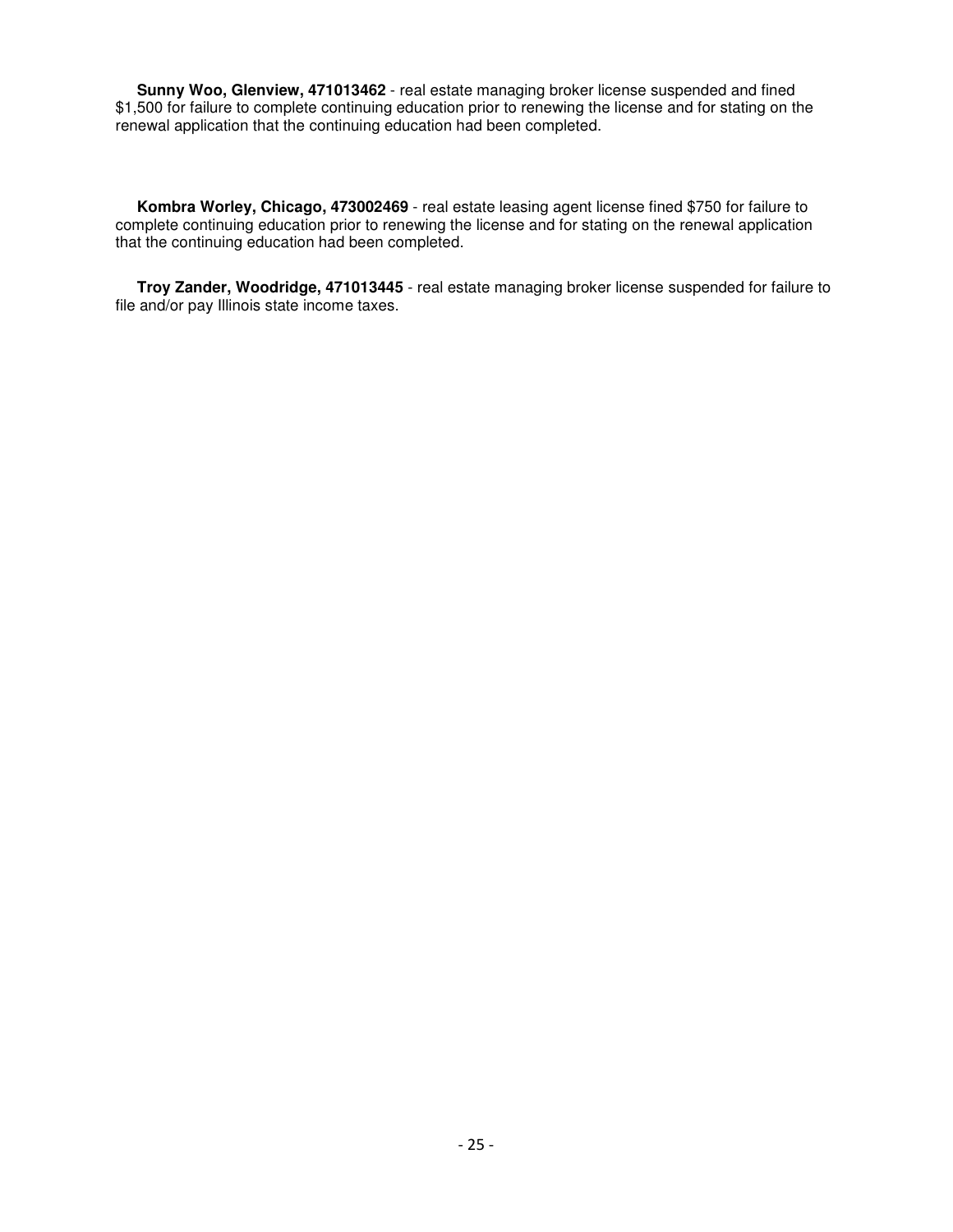**Sunny Woo, Glenview, 471013462** - real estate managing broker license suspended and fined $1,500 for failure to complete continuing education prior to renewing the license and for stating on the renewal application that the continuing education had been completed.

**Kombra Worley, Chicago, 473002469** - real estate leasing agent license fined $750 for failure to complete continuing education prior to renewing the license and for stating on the renewal application that the continuing education had been completed.

**Troy Zander, Woodridge, 471013445** - real estate managing broker license suspended for failure to file and/or pay Illinois state income taxes.